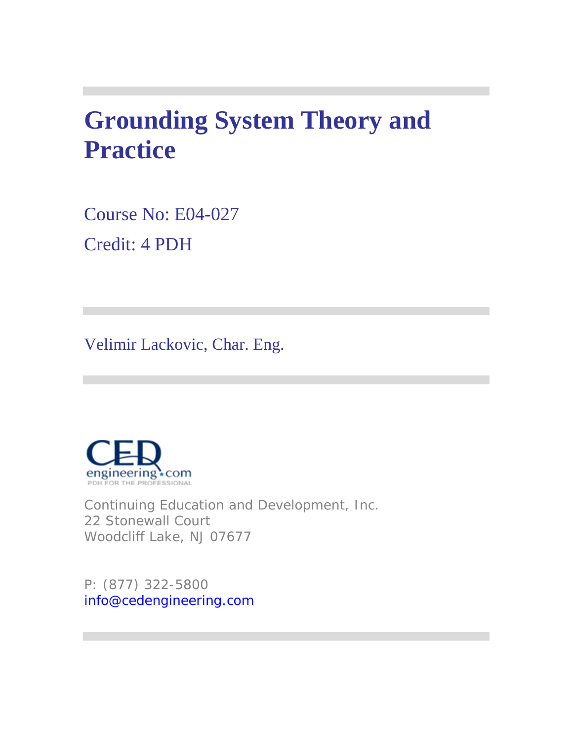# Grounding System Theory and Practice

Course No: E04-027

Credit: 4 PDH

Velimir Lackovic, Char. Eng.

Continuing Education and Development, Inc.
22 Stonewall Court
Woodcliff Lake, NJ 07677

P: (877) 322-5800
info@cedengineering.com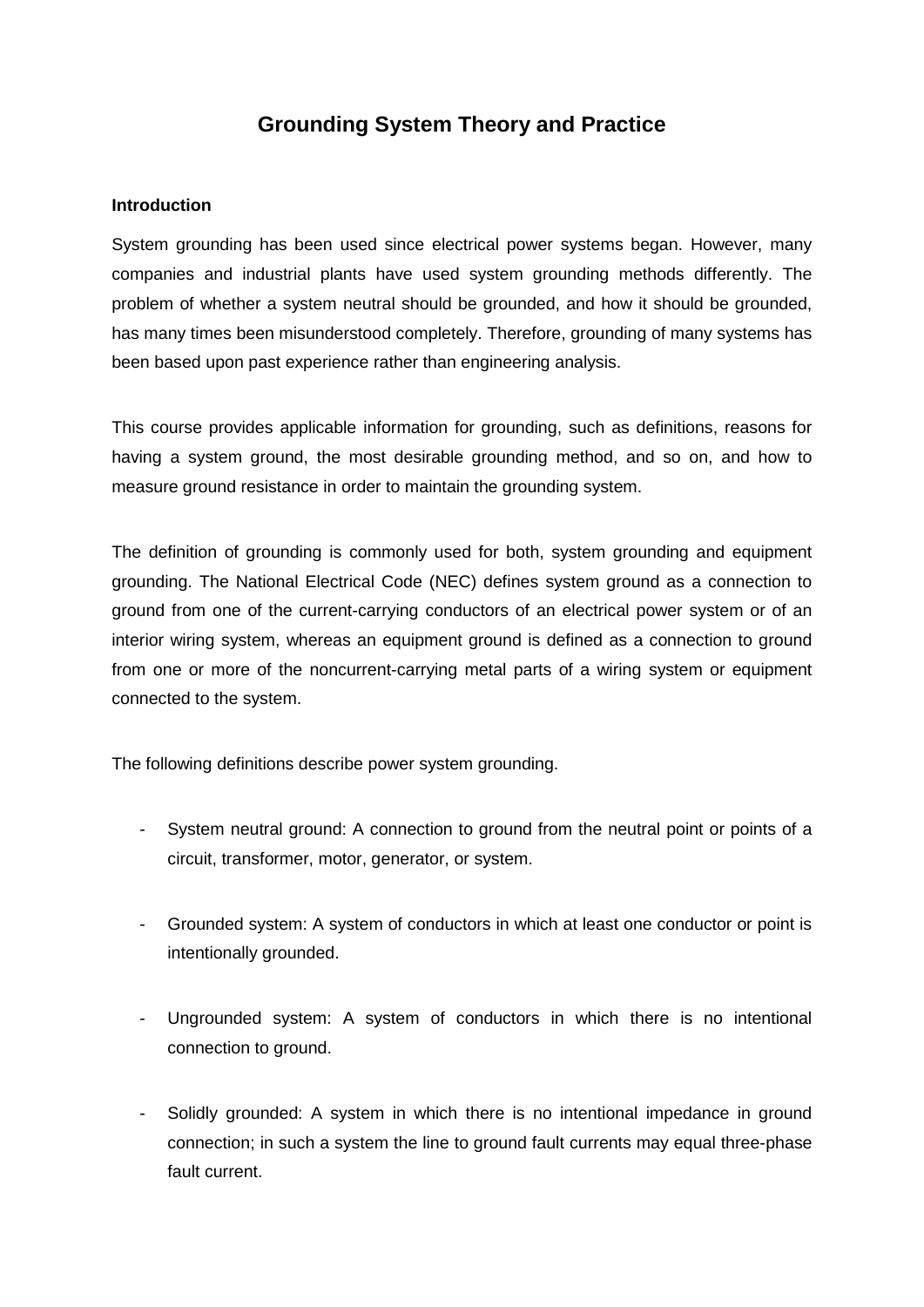# Grounding System Theory and Practice

## Introduction

System grounding has been used since electrical power systems began. However, many companies and industrial plants have used system grounding methods differently. The problem of whether a system neutral should be grounded, and how it should be grounded, has many times been misunderstood completely. Therefore, grounding of many systems has been based upon past experience rather than engineering analysis.

This course provides applicable information for grounding, such as definitions, reasons for having a system ground, the most desirable grounding method, and so on, and how to measure ground resistance in order to maintain the grounding system.

The definition of grounding is commonly used for both, system grounding and equipment grounding. The National Electrical Code (NEC) defines system ground as a connection to ground from one of the current-carrying conductors of an electrical power system or of an interior wiring system, whereas an equipment ground is defined as a connection to ground from one or more of the noncurrent-carrying metal parts of a wiring system or equipment connected to the system.

The following definitions describe power system grounding.

- System neutral ground: A connection to ground from the neutral point or points of a circuit, transformer, motor, generator, or system.

- Grounded system: A system of conductors in which at least one conductor or point is intentionally grounded.

- Ungrounded system: A system of conductors in which there is no intentional connection to ground.

- Solidly grounded: A system in which there is no intentional impedance in ground connection; in such a system the line to ground fault currents may equal three-phase fault current.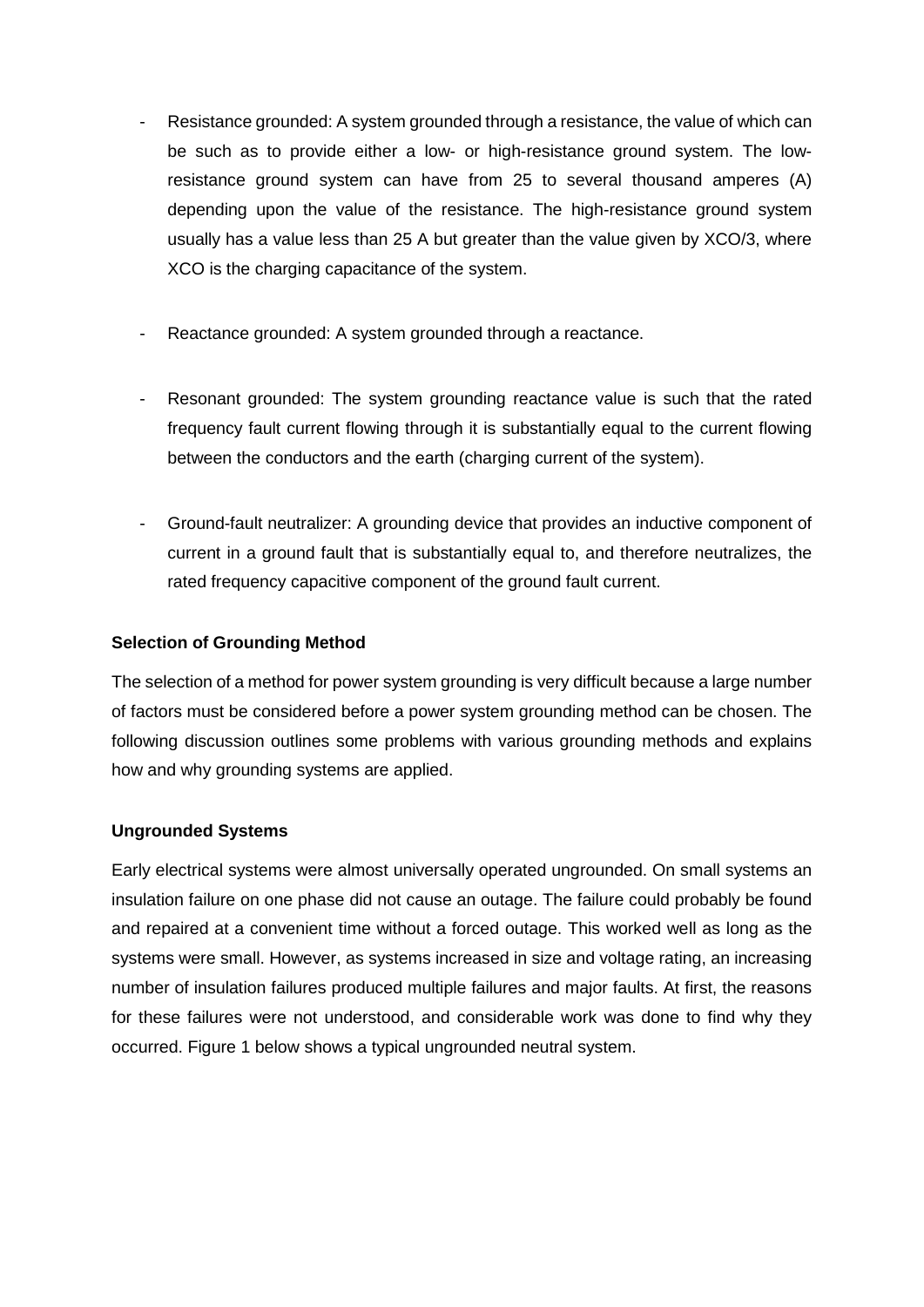- Resistance grounded: A system grounded through a resistance, the value of which can be such as to provide either a low- or high-resistance ground system. The low-resistance ground system can have from 25 to several thousand amperes (A) depending upon the value of the resistance. The high-resistance ground system usually has a value less than 25 A but greater than the value given by XCO/3, where XCO is the charging capacitance of the system.

- Reactance grounded: A system grounded through a reactance.

- Resonant grounded: The system grounding reactance value is such that the rated frequency fault current flowing through it is substantially equal to the current flowing between the conductors and the earth (charging current of the system).

- Ground-fault neutralizer: A grounding device that provides an inductive component of current in a ground fault that is substantially equal to, and therefore neutralizes, the rated frequency capacitive component of the ground fault current.

**Selection of Grounding Method**

The selection of a method for power system grounding is very difficult because a large number of factors must be considered before a power system grounding method can be chosen. The following discussion outlines some problems with various grounding methods and explains how and why grounding systems are applied.

**Ungrounded Systems**

Early electrical systems were almost universally operated ungrounded. On small systems an insulation failure on one phase did not cause an outage. The failure could probably be found and repaired at a convenient time without a forced outage. This worked well as long as the systems were small. However, as systems increased in size and voltage rating, an increasing number of insulation failures produced multiple failures and major faults. At first, the reasons for these failures were not understood, and considerable work was done to find why they occurred. Figure 1 below shows a typical ungrounded neutral system.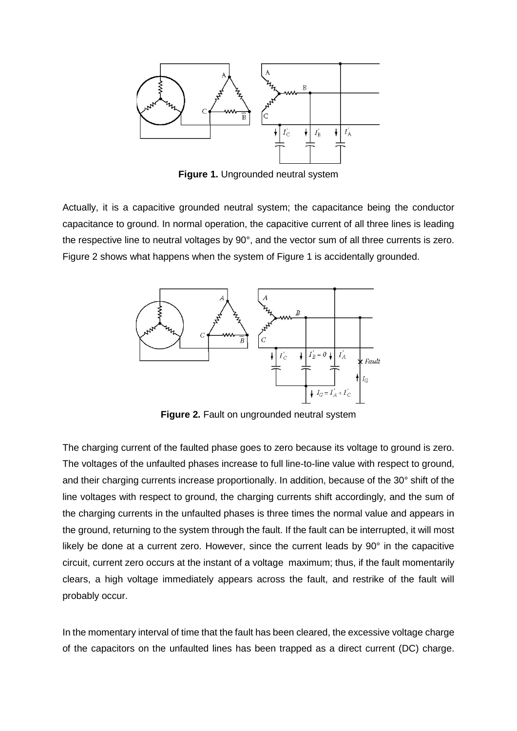**Figure 1.** Ungrounded neutral system

Actually, it is a capacitive grounded neutral system; the capacitance being the conductor capacitance to ground. In normal operation, the capacitive current of all three lines is leading the respective line to neutral voltages by 90°, and the vector sum of all three currents is zero. Figure 2 shows what happens when the system of Figure 1 is accidentally grounded.

**Figure 2.** Fault on ungrounded neutral system

The charging current of the faulted phase goes to zero because its voltage to ground is zero. The voltages of the unfaulted phases increase to full line-to-line value with respect to ground, and their charging currents increase proportionally. In addition, because of the 30° shift of the line voltages with respect to ground, the charging currents shift accordingly, and the sum of the charging currents in the unfaulted phases is three times the normal value and appears in the ground, returning to the system through the fault. If the fault can be interrupted, it will most likely be done at a current zero. However, since the current leads by 90° in the capacitive circuit, current zero occurs at the instant of a voltage maximum; thus, if the fault momentarily clears, a high voltage immediately appears across the fault, and restrike of the fault will probably occur.

In the momentary interval of time that the fault has been cleared, the excessive voltage charge of the capacitors on the unfaulted lines has been trapped as a direct current (DC) charge.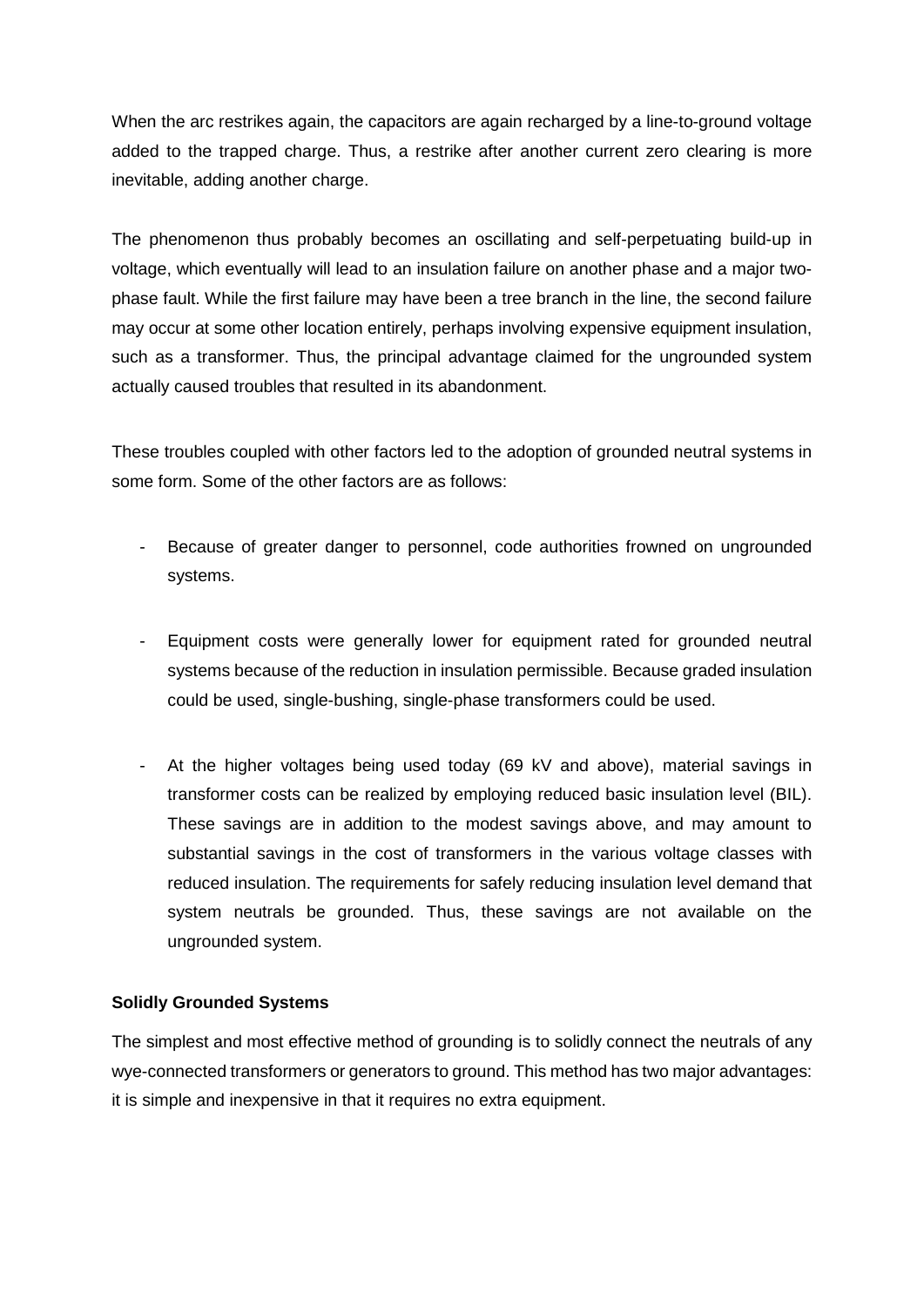When the arc restrikes again, the capacitors are again recharged by a line-to-ground voltage added to the trapped charge. Thus, a restrike after another current zero clearing is more inevitable, adding another charge.

The phenomenon thus probably becomes an oscillating and self-perpetuating build-up in voltage, which eventually will lead to an insulation failure on another phase and a major two-phase fault. While the first failure may have been a tree branch in the line, the second failure may occur at some other location entirely, perhaps involving expensive equipment insulation, such as a transformer. Thus, the principal advantage claimed for the ungrounded system actually caused troubles that resulted in its abandonment.

These troubles coupled with other factors led to the adoption of grounded neutral systems in some form. Some of the other factors are as follows:

- Because of greater danger to personnel, code authorities frowned on ungrounded systems.
- Equipment costs were generally lower for equipment rated for grounded neutral systems because of the reduction in insulation permissible. Because graded insulation could be used, single-bushing, single-phase transformers could be used.
- At the higher voltages being used today (69 kV and above), material savings in transformer costs can be realized by employing reduced basic insulation level (BIL). These savings are in addition to the modest savings above, and may amount to substantial savings in the cost of transformers in the various voltage classes with reduced insulation. The requirements for safely reducing insulation level demand that system neutrals be grounded. Thus, these savings are not available on the ungrounded system.

**Solidly Grounded Systems**

The simplest and most effective method of grounding is to solidly connect the neutrals of any wye-connected transformers or generators to ground. This method has two major advantages: it is simple and inexpensive in that it requires no extra equipment.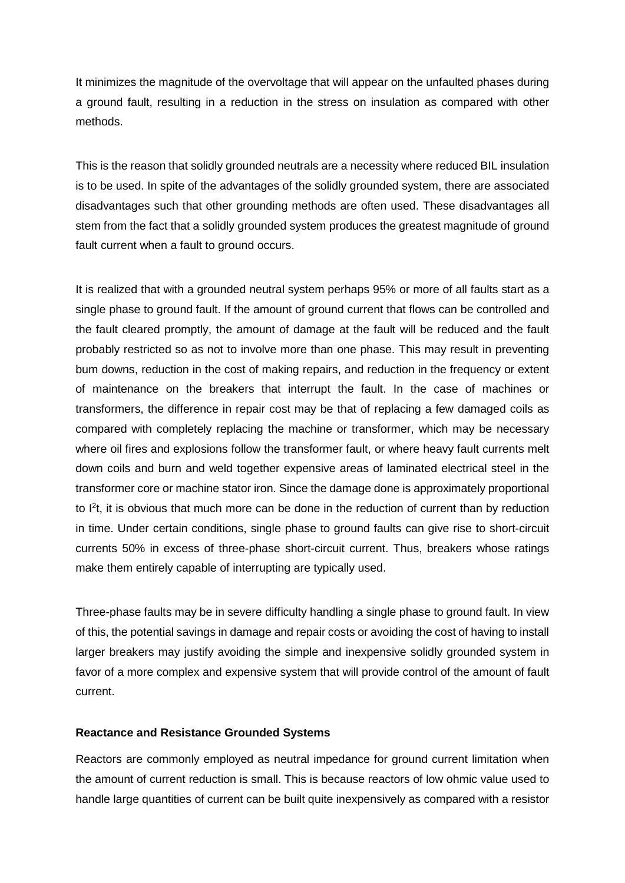It minimizes the magnitude of the overvoltage that will appear on the unfaulted phases during a ground fault, resulting in a reduction in the stress on insulation as compared with other methods.

This is the reason that solidly grounded neutrals are a necessity where reduced BIL insulation is to be used. In spite of the advantages of the solidly grounded system, there are associated disadvantages such that other grounding methods are often used. These disadvantages all stem from the fact that a solidly grounded system produces the greatest magnitude of ground fault current when a fault to ground occurs.

It is realized that with a grounded neutral system perhaps 95% or more of all faults start as a single phase to ground fault. If the amount of ground current that flows can be controlled and the fault cleared promptly, the amount of damage at the fault will be reduced and the fault probably restricted so as not to involve more than one phase. This may result in preventing bum downs, reduction in the cost of making repairs, and reduction in the frequency or extent of maintenance on the breakers that interrupt the fault. In the case of machines or transformers, the difference in repair cost may be that of replacing a few damaged coils as compared with completely replacing the machine or transformer, which may be necessary where oil fires and explosions follow the transformer fault, or where heavy fault currents melt down coils and burn and weld together expensive areas of laminated electrical steel in the transformer core or machine stator iron. Since the damage done is approximately proportional to $I^2t$, it is obvious that much more can be done in the reduction of current than by reduction in time. Under certain conditions, single phase to ground faults can give rise to short-circuit currents 50% in excess of three-phase short-circuit current. Thus, breakers whose ratings make them entirely capable of interrupting are typically used.

Three-phase faults may be in severe difficulty handling a single phase to ground fault. In view of this, the potential savings in damage and repair costs or avoiding the cost of having to install larger breakers may justify avoiding the simple and inexpensive solidly grounded system in favor of a more complex and expensive system that will provide control of the amount of fault current.

**Reactance and Resistance Grounded Systems**

Reactors are commonly employed as neutral impedance for ground current limitation when the amount of current reduction is small. This is because reactors of low ohmic value used to handle large quantities of current can be built quite inexpensively as compared with a resistor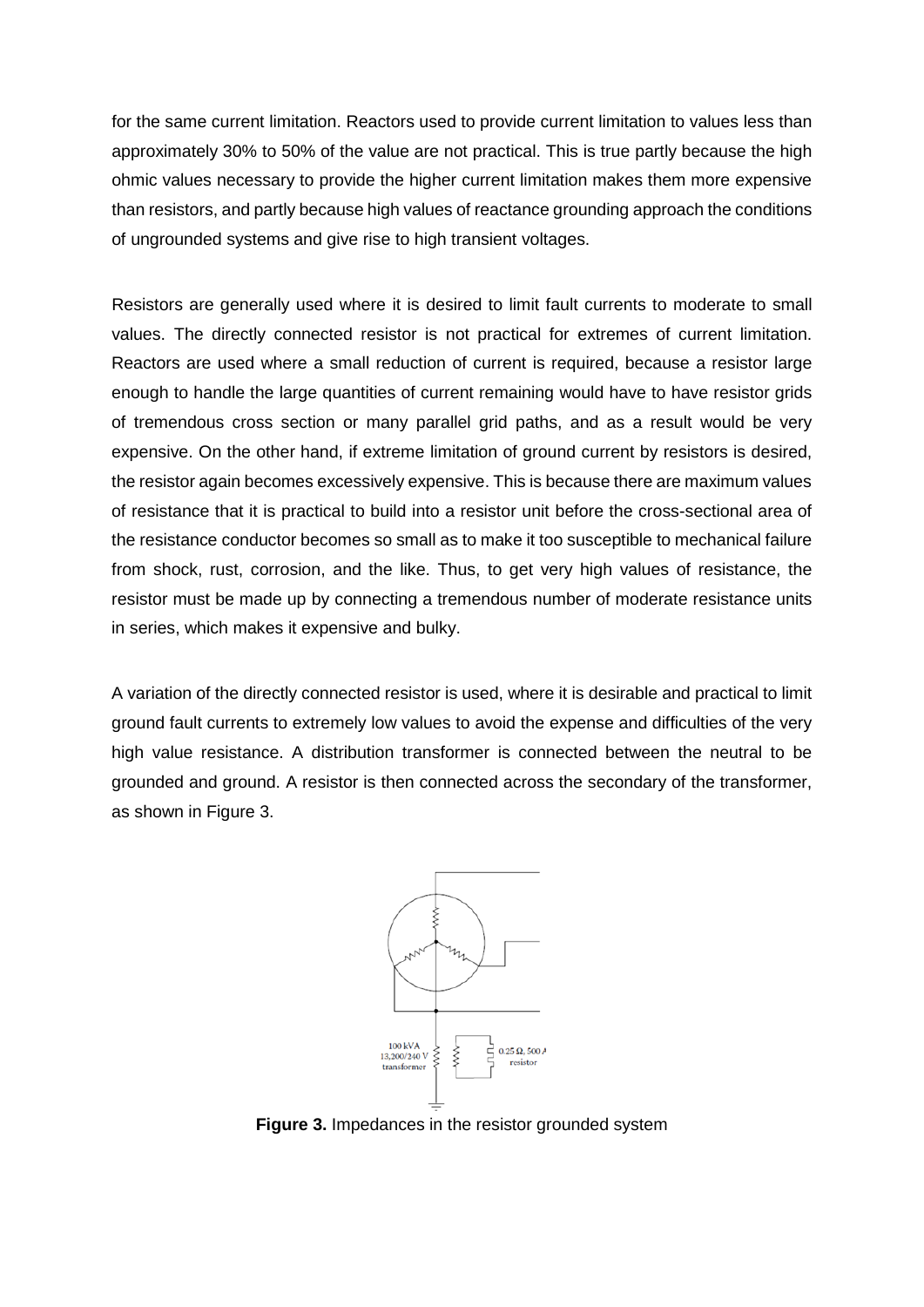for the same current limitation. Reactors used to provide current limitation to values less than approximately 30% to 50% of the value are not practical. This is true partly because the high ohmic values necessary to provide the higher current limitation makes them more expensive than resistors, and partly because high values of reactance grounding approach the conditions of ungrounded systems and give rise to high transient voltages.

Resistors are generally used where it is desired to limit fault currents to moderate to small values. The directly connected resistor is not practical for extremes of current limitation. Reactors are used where a small reduction of current is required, because a resistor large enough to handle the large quantities of current remaining would have to have resistor grids of tremendous cross section or many parallel grid paths, and as a result would be very expensive. On the other hand, if extreme limitation of ground current by resistors is desired, the resistor again becomes excessively expensive. This is because there are maximum values of resistance that it is practical to build into a resistor unit before the cross-sectional area of the resistance conductor becomes so small as to make it too susceptible to mechanical failure from shock, rust, corrosion, and the like. Thus, to get very high values of resistance, the resistor must be made up by connecting a tremendous number of moderate resistance units in series, which makes it expensive and bulky.

A variation of the directly connected resistor is used, where it is desirable and practical to limit ground fault currents to extremely low values to avoid the expense and difficulties of the very high value resistance. A distribution transformer is connected between the neutral to be grounded and ground. A resistor is then connected across the secondary of the transformer, as shown in Figure 3.

100 kVA 13,200/240 V transformer

0.25 Ω, 500 A resistor

**Figure 3.** Impedances in the resistor grounded system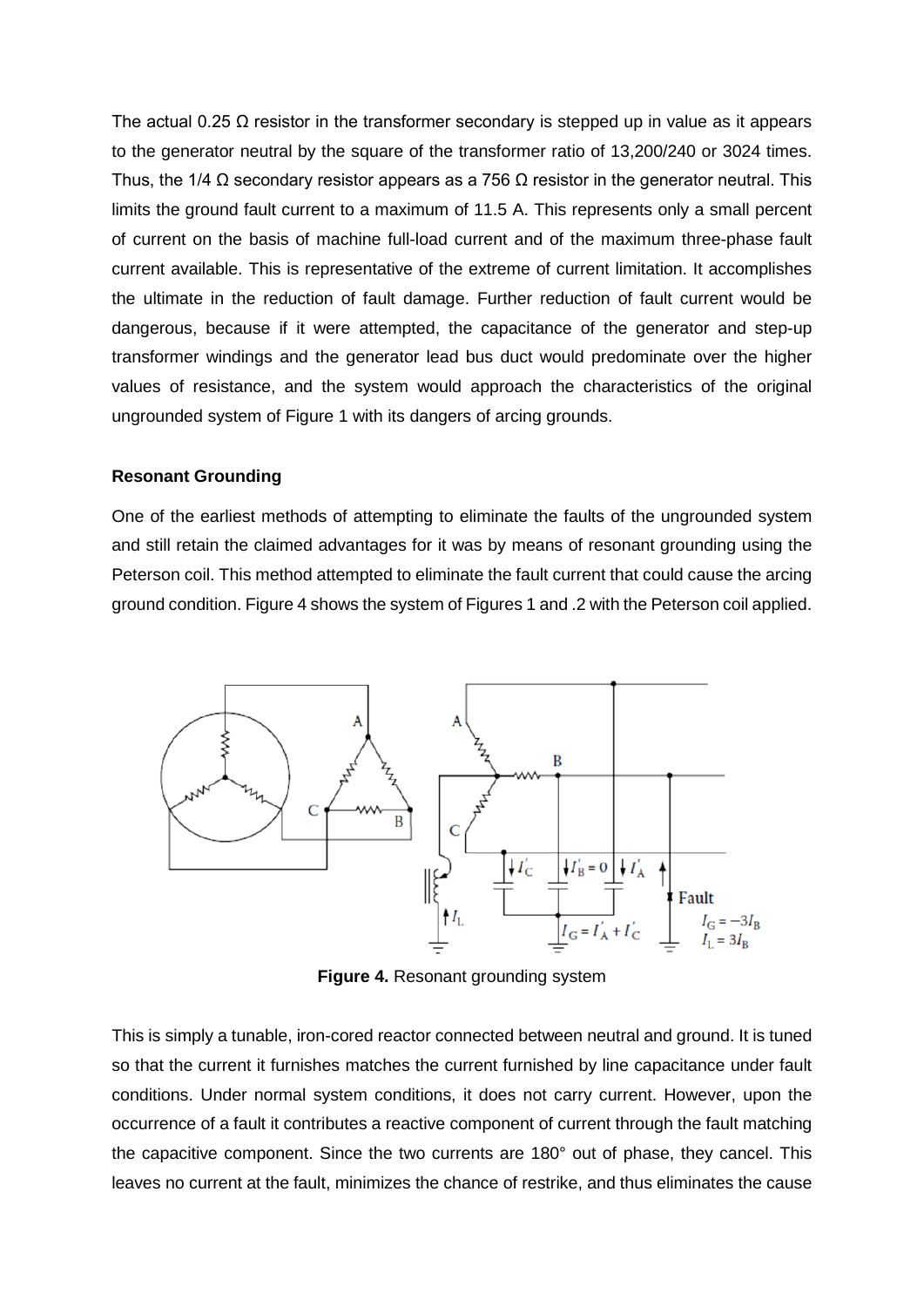The actual 0.25 Ω resistor in the transformer secondary is stepped up in value as it appears to the generator neutral by the square of the transformer ratio of 13,200/240 or 3024 times. Thus, the 1/4 Ω secondary resistor appears as a 756 Ω resistor in the generator neutral. This limits the ground fault current to a maximum of 11.5 A. This represents only a small percent of current on the basis of machine full-load current and of the maximum three-phase fault current available. This is representative of the extreme of current limitation. It accomplishes the ultimate in the reduction of fault damage. Further reduction of fault current would be dangerous, because if it were attempted, the capacitance of the generator and step-up transformer windings and the generator lead bus duct would predominate over the higher values of resistance, and the system would approach the characteristics of the original ungrounded system of Figure 1 with its dangers of arcing grounds.

**Resonant Grounding**

One of the earliest methods of attempting to eliminate the faults of the ungrounded system and still retain the claimed advantages for it was by means of resonant grounding using the Peterson coil. This method attempted to eliminate the fault current that could cause the arcing ground condition. Figure 4 shows the system of Figures 1 and .2 with the Peterson coil applied.

**Figure 4.** Resonant grounding system

This is simply a tunable, iron-cored reactor connected between neutral and ground. It is tuned so that the current it furnishes matches the current furnished by line capacitance under fault conditions. Under normal system conditions, it does not carry current. However, upon the occurrence of a fault it contributes a reactive component of current through the fault matching the capacitive component. Since the two currents are 180° out of phase, they cancel. This leaves no current at the fault, minimizes the chance of restrike, and thus eliminates the cause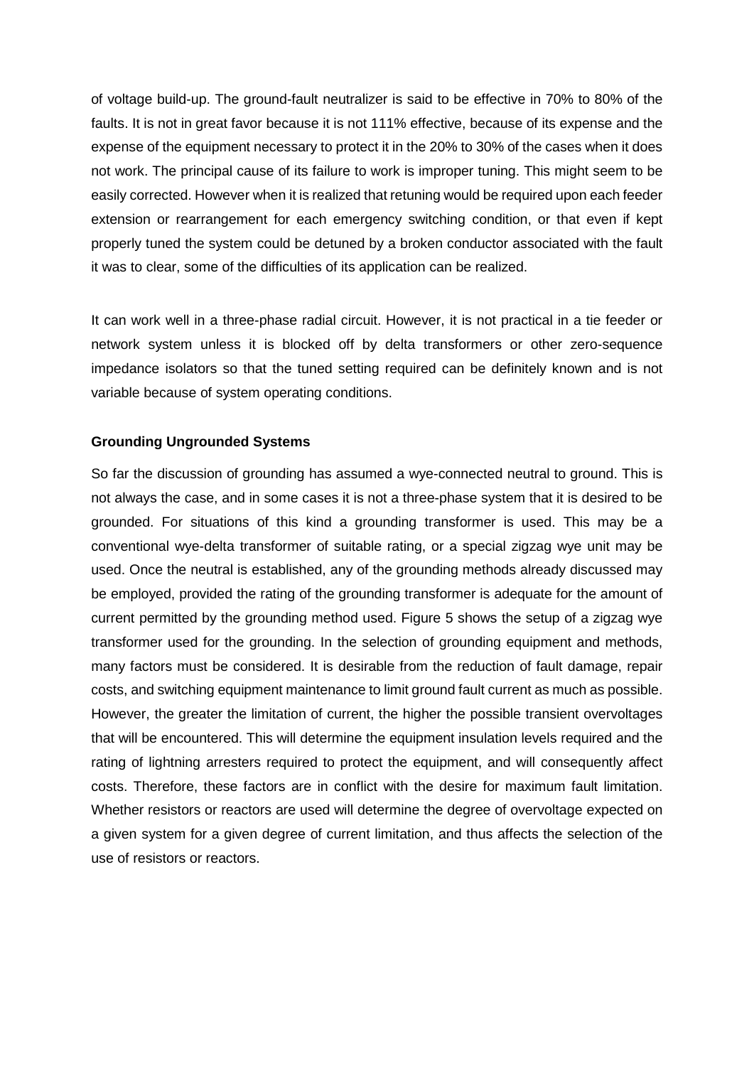of voltage build-up. The ground-fault neutralizer is said to be effective in 70% to 80% of the faults. It is not in great favor because it is not 111% effective, because of its expense and the expense of the equipment necessary to protect it in the 20% to 30% of the cases when it does not work. The principal cause of its failure to work is improper tuning. This might seem to be easily corrected. However when it is realized that retuning would be required upon each feeder extension or rearrangement for each emergency switching condition, or that even if kept properly tuned the system could be detuned by a broken conductor associated with the fault it was to clear, some of the difficulties of its application can be realized.

It can work well in a three-phase radial circuit. However, it is not practical in a tie feeder or network system unless it is blocked off by delta transformers or other zero-sequence impedance isolators so that the tuned setting required can be definitely known and is not variable because of system operating conditions.

**Grounding Ungrounded Systems**

So far the discussion of grounding has assumed a wye-connected neutral to ground. This is not always the case, and in some cases it is not a three-phase system that it is desired to be grounded. For situations of this kind a grounding transformer is used. This may be a conventional wye-delta transformer of suitable rating, or a special zigzag wye unit may be used. Once the neutral is established, any of the grounding methods already discussed may be employed, provided the rating of the grounding transformer is adequate for the amount of current permitted by the grounding method used. Figure 5 shows the setup of a zigzag wye transformer used for the grounding. In the selection of grounding equipment and methods, many factors must be considered. It is desirable from the reduction of fault damage, repair costs, and switching equipment maintenance to limit ground fault current as much as possible. However, the greater the limitation of current, the higher the possible transient overvoltages that will be encountered. This will determine the equipment insulation levels required and the rating of lightning arresters required to protect the equipment, and will consequently affect costs. Therefore, these factors are in conflict with the desire for maximum fault limitation. Whether resistors or reactors are used will determine the degree of overvoltage expected on a given system for a given degree of current limitation, and thus affects the selection of the use of resistors or reactors.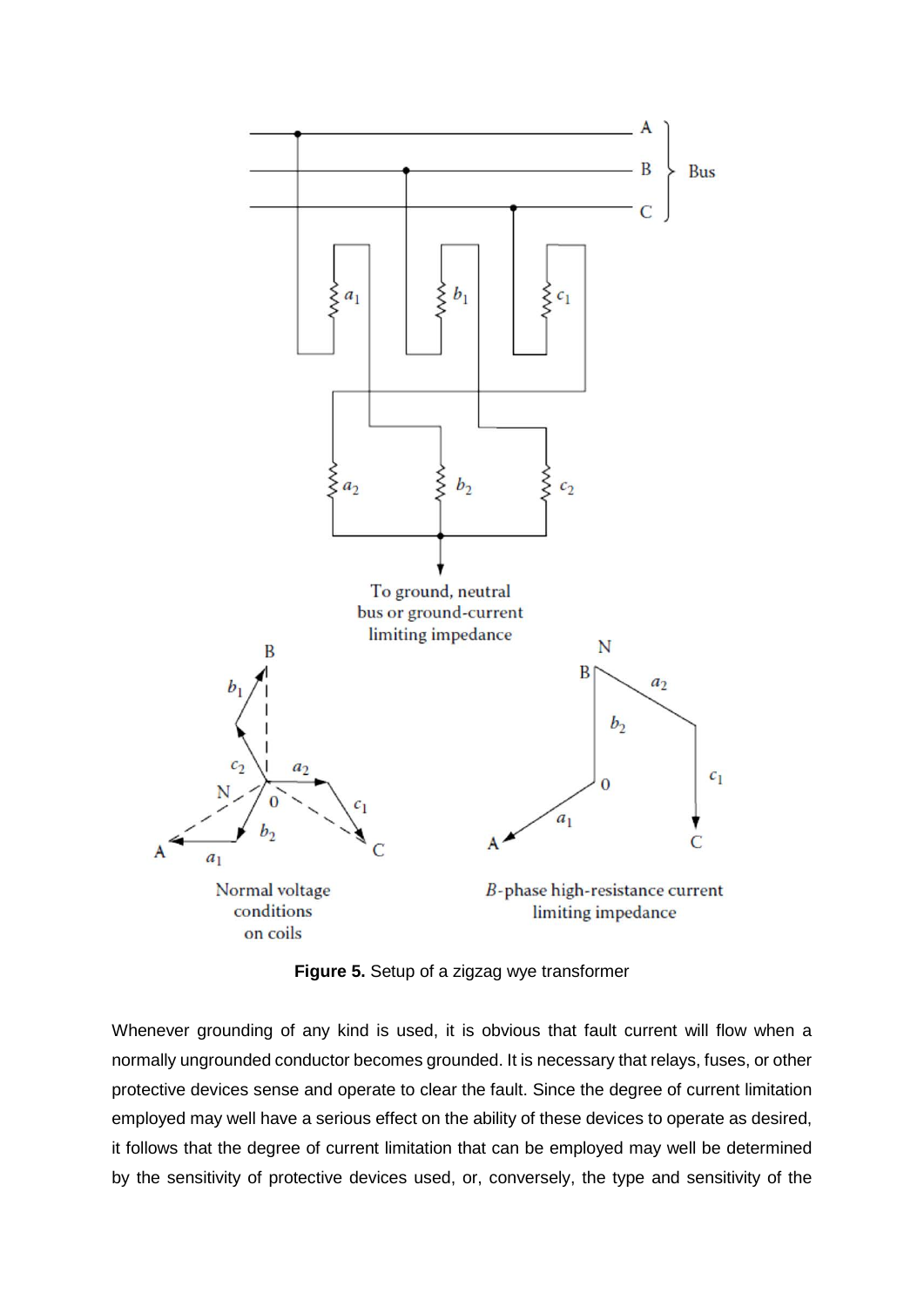**Figure 5.** Setup of a zigzag wye transformer

Whenever grounding of any kind is used, it is obvious that fault current will flow when a normally ungrounded conductor becomes grounded. It is necessary that relays, fuses, or other protective devices sense and operate to clear the fault. Since the degree of current limitation employed may well have a serious effect on the ability of these devices to operate as desired, it follows that the degree of current limitation that can be employed may well be determined by the sensitivity of protective devices used, or, conversely, the type and sensitivity of the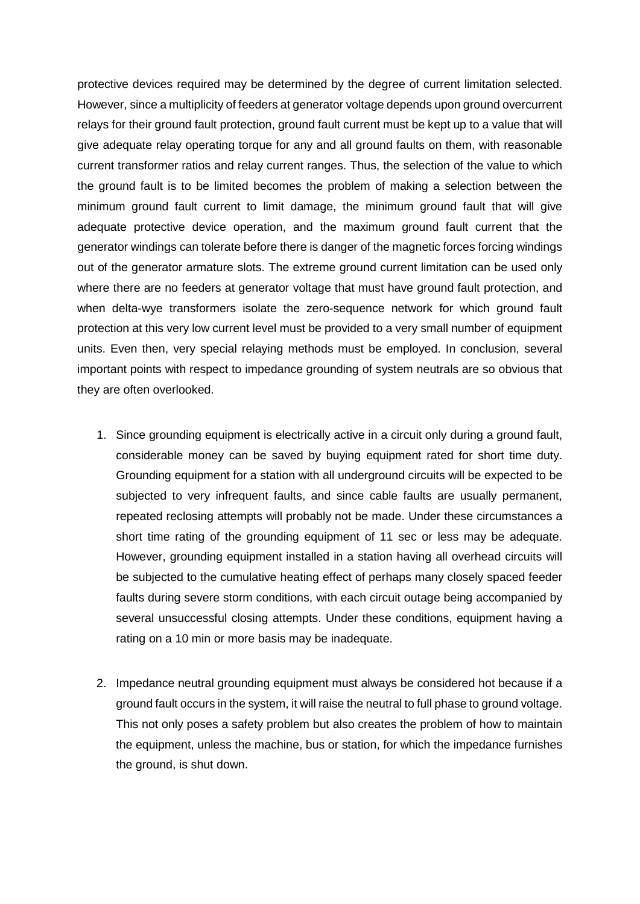protective devices required may be determined by the degree of current limitation selected. However, since a multiplicity of feeders at generator voltage depends upon ground overcurrent relays for their ground fault protection, ground fault current must be kept up to a value that will give adequate relay operating torque for any and all ground faults on them, with reasonable current transformer ratios and relay current ranges. Thus, the selection of the value to which the ground fault is to be limited becomes the problem of making a selection between the minimum ground fault current to limit damage, the minimum ground fault that will give adequate protective device operation, and the maximum ground fault current that the generator windings can tolerate before there is danger of the magnetic forces forcing windings out of the generator armature slots. The extreme ground current limitation can be used only where there are no feeders at generator voltage that must have ground fault protection, and when delta-wye transformers isolate the zero-sequence network for which ground fault protection at this very low current level must be provided to a very small number of equipment units. Even then, very special relaying methods must be employed. In conclusion, several important points with respect to impedance grounding of system neutrals are so obvious that they are often overlooked.

1. Since grounding equipment is electrically active in a circuit only during a ground fault, considerable money can be saved by buying equipment rated for short time duty. Grounding equipment for a station with all underground circuits will be expected to be subjected to very infrequent faults, and since cable faults are usually permanent, repeated reclosing attempts will probably not be made. Under these circumstances a short time rating of the grounding equipment of 11 sec or less may be adequate. However, grounding equipment installed in a station having all overhead circuits will be subjected to the cumulative heating effect of perhaps many closely spaced feeder faults during severe storm conditions, with each circuit outage being accompanied by several unsuccessful closing attempts. Under these conditions, equipment having a rating on a 10 min or more basis may be inadequate.

2. Impedance neutral grounding equipment must always be considered hot because if a ground fault occurs in the system, it will raise the neutral to full phase to ground voltage. This not only poses a safety problem but also creates the problem of how to maintain the equipment, unless the machine, bus or station, for which the impedance furnishes the ground, is shut down.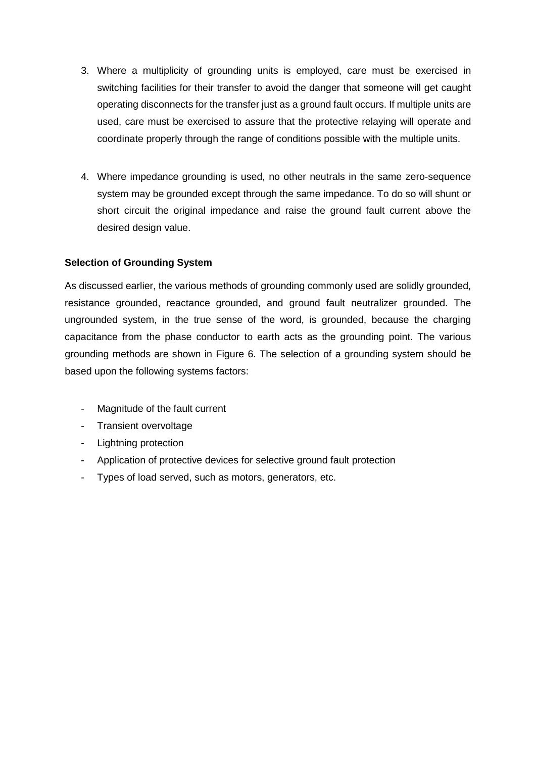3. Where a multiplicity of grounding units is employed, care must be exercised in switching facilities for their transfer to avoid the danger that someone will get caught operating disconnects for the transfer just as a ground fault occurs. If multiple units are used, care must be exercised to assure that the protective relaying will operate and coordinate properly through the range of conditions possible with the multiple units.

4. Where impedance grounding is used, no other neutrals in the same zero-sequence system may be grounded except through the same impedance. To do so will shunt or short circuit the original impedance and raise the ground fault current above the desired design value.

**Selection of Grounding System**

As discussed earlier, the various methods of grounding commonly used are solidly grounded, resistance grounded, reactance grounded, and ground fault neutralizer grounded. The ungrounded system, in the true sense of the word, is grounded, because the charging capacitance from the phase conductor to earth acts as the grounding point. The various grounding methods are shown in Figure 6. The selection of a grounding system should be based upon the following systems factors:

- Magnitude of the fault current
- Transient overvoltage
- Lightning protection
- Application of protective devices for selective ground fault protection
- Types of load served, such as motors, generators, etc.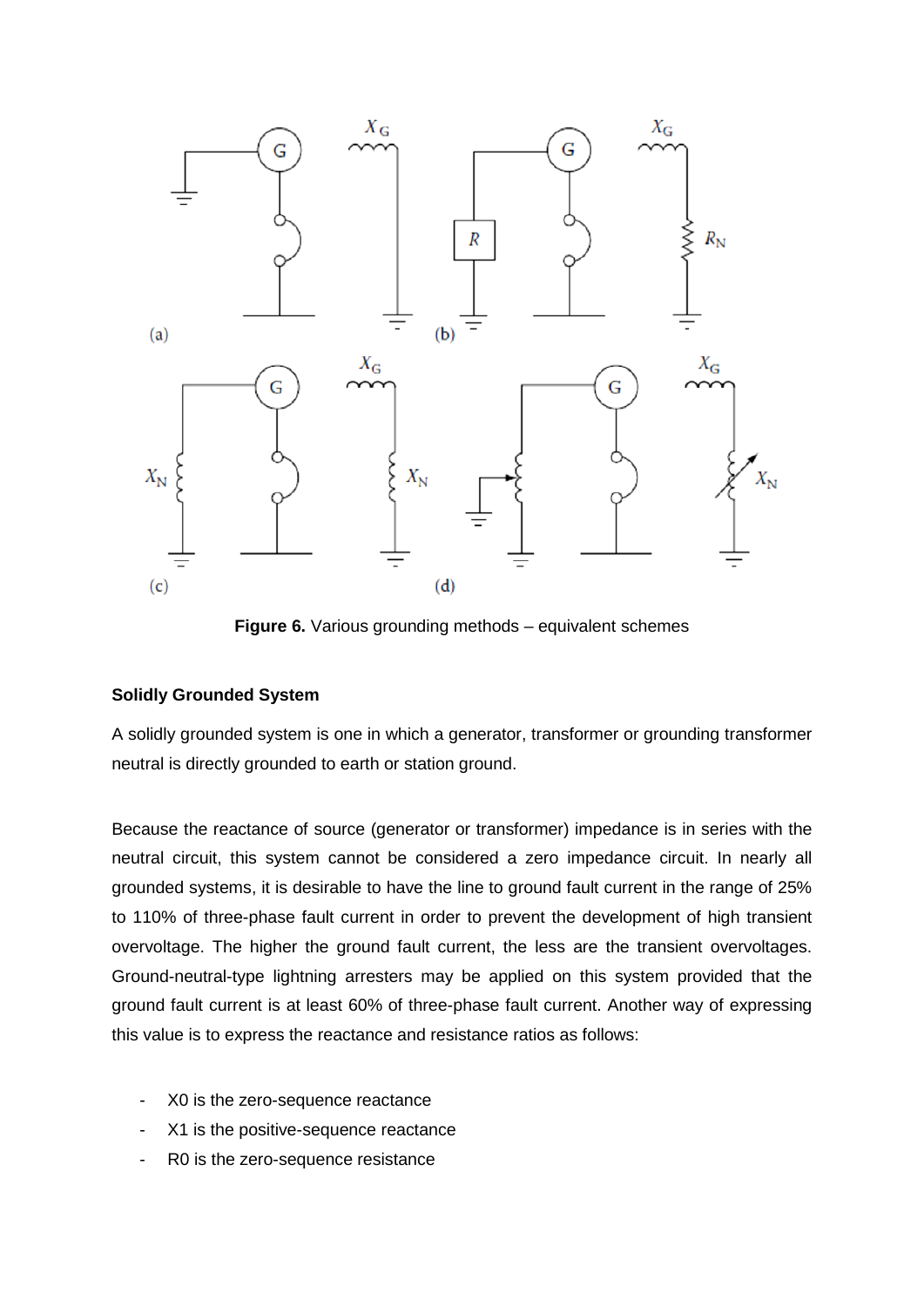**Figure 6.** Various grounding methods – equivalent schemes

### Solidly Grounded System

A solidly grounded system is one in which a generator, transformer or grounding transformer neutral is directly grounded to earth or station ground.

Because the reactance of source (generator or transformer) impedance is in series with the neutral circuit, this system cannot be considered a zero impedance circuit. In nearly all grounded systems, it is desirable to have the line to ground fault current in the range of 25% to 110% of three-phase fault current in order to prevent the development of high transient overvoltage. The higher the ground fault current, the less are the transient overvoltages. Ground-neutral-type lightning arresters may be applied on this system provided that the ground fault current is at least 60% of three-phase fault current. Another way of expressing this value is to express the reactance and resistance ratios as follows:

- X0 is the zero-sequence reactance
- X1 is the positive-sequence reactance
- R0 is the zero-sequence resistance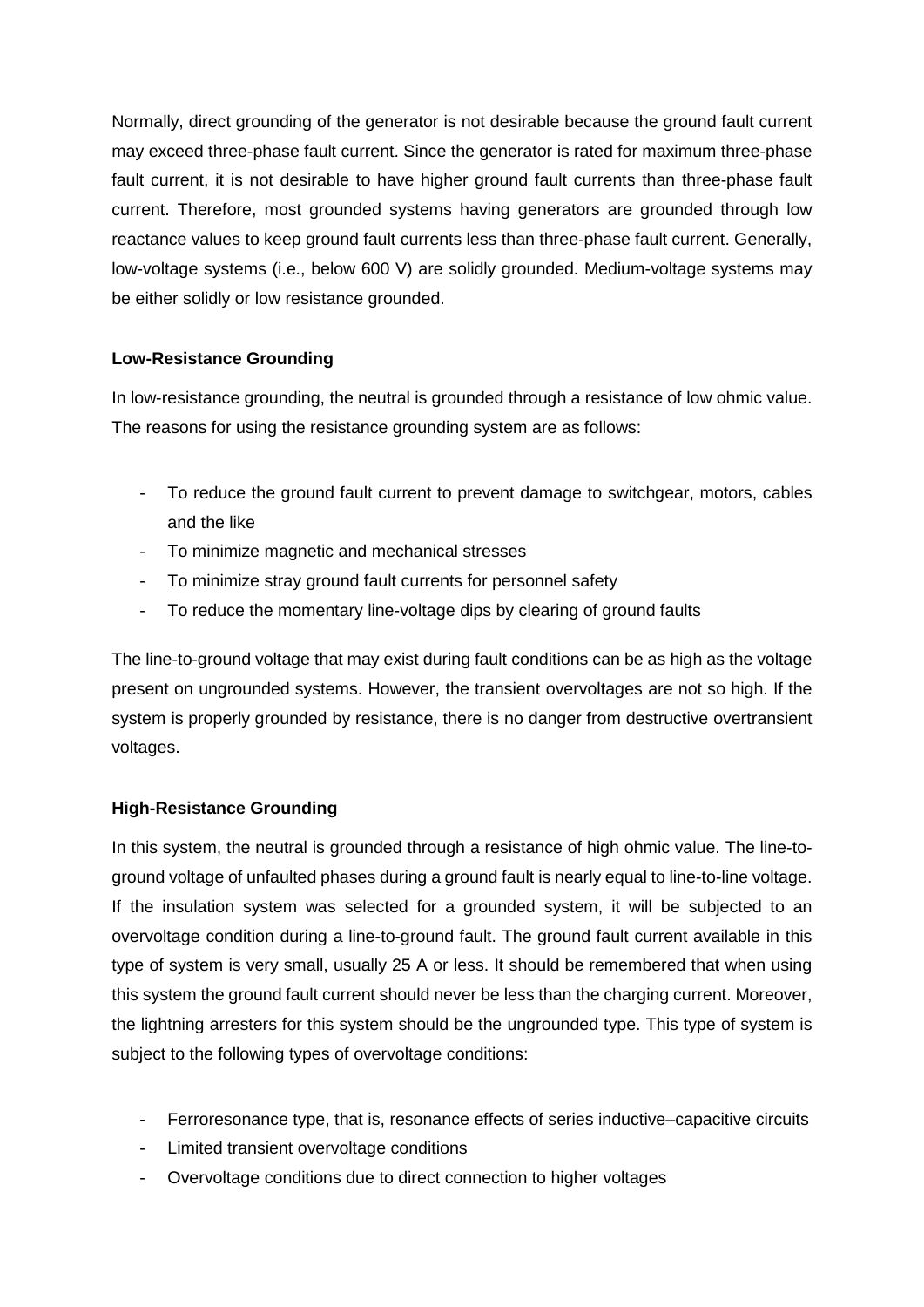Normally, direct grounding of the generator is not desirable because the ground fault current may exceed three-phase fault current. Since the generator is rated for maximum three-phase fault current, it is not desirable to have higher ground fault currents than three-phase fault current. Therefore, most grounded systems having generators are grounded through low reactance values to keep ground fault currents less than three-phase fault current. Generally, low-voltage systems (i.e., below 600 V) are solidly grounded. Medium-voltage systems may be either solidly or low resistance grounded.

**Low-Resistance Grounding**

In low-resistance grounding, the neutral is grounded through a resistance of low ohmic value. The reasons for using the resistance grounding system are as follows:

- To reduce the ground fault current to prevent damage to switchgear, motors, cables and the like
- To minimize magnetic and mechanical stresses
- To minimize stray ground fault currents for personnel safety
- To reduce the momentary line-voltage dips by clearing of ground faults

The line-to-ground voltage that may exist during fault conditions can be as high as the voltage present on ungrounded systems. However, the transient overvoltages are not so high. If the system is properly grounded by resistance, there is no danger from destructive overtransient voltages.

**High-Resistance Grounding**

In this system, the neutral is grounded through a resistance of high ohmic value. The line-to-ground voltage of unfaulted phases during a ground fault is nearly equal to line-to-line voltage. If the insulation system was selected for a grounded system, it will be subjected to an overvoltage condition during a line-to-ground fault. The ground fault current available in this type of system is very small, usually 25 A or less. It should be remembered that when using this system the ground fault current should never be less than the charging current. Moreover, the lightning arresters for this system should be the ungrounded type. This type of system is subject to the following types of overvoltage conditions:

- Ferroresonance type, that is, resonance effects of series inductive–capacitive circuits
- Limited transient overvoltage conditions
- Overvoltage conditions due to direct connection to higher voltages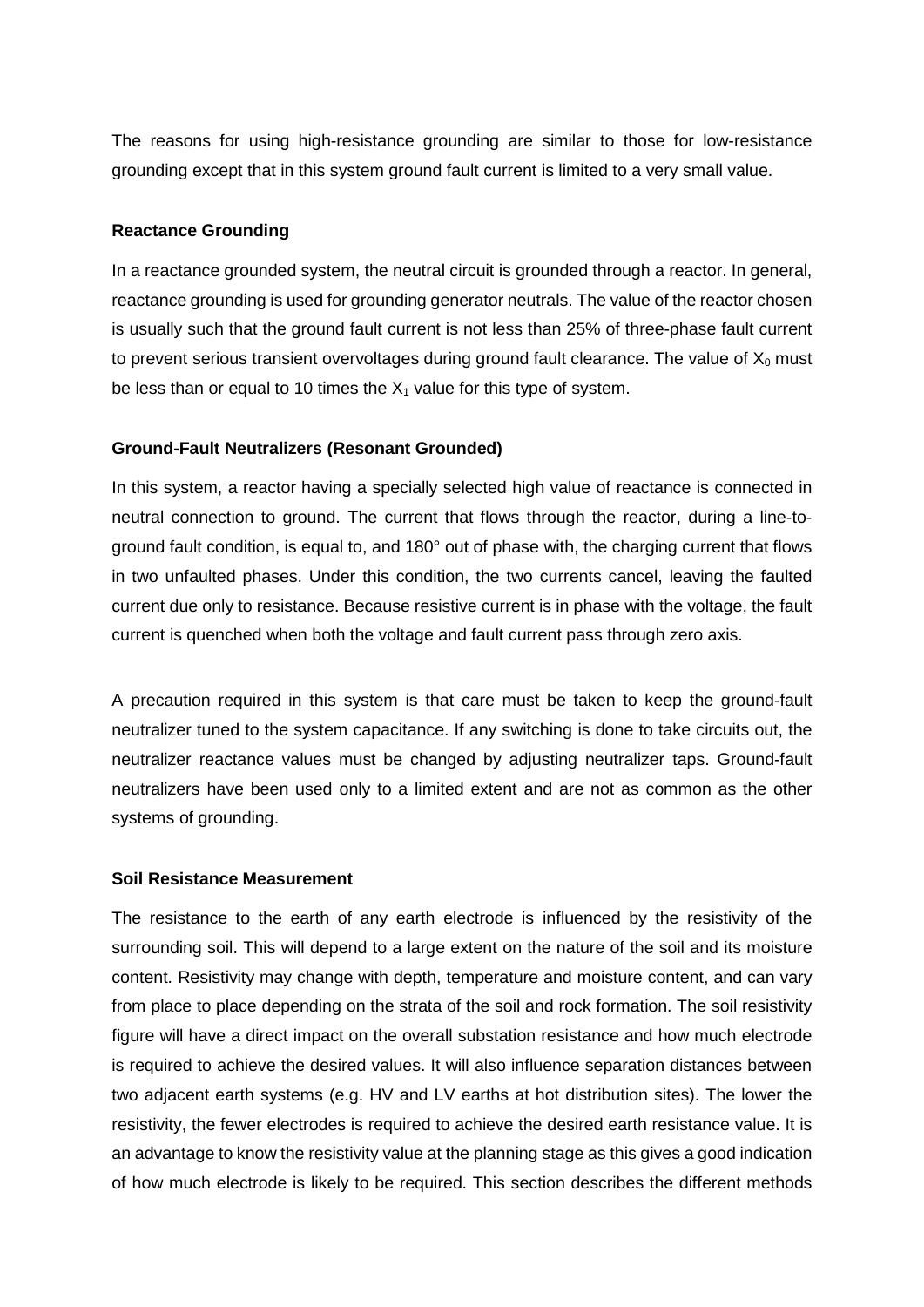The reasons for using high-resistance grounding are similar to those for low-resistance grounding except that in this system ground fault current is limited to a very small value.

**Reactance Grounding**

In a reactance grounded system, the neutral circuit is grounded through a reactor. In general, reactance grounding is used for grounding generator neutrals. The value of the reactor chosen is usually such that the ground fault current is not less than 25% of three-phase fault current to prevent serious transient overvoltages during ground fault clearance. The value of $X_0$ must be less than or equal to 10 times the $X_1$ value for this type of system.

**Ground-Fault Neutralizers (Resonant Grounded)**

In this system, a reactor having a specially selected high value of reactance is connected in neutral connection to ground. The current that flows through the reactor, during a line-to-ground fault condition, is equal to, and 180° out of phase with, the charging current that flows in two unfaulted phases. Under this condition, the two currents cancel, leaving the faulted current due only to resistance. Because resistive current is in phase with the voltage, the fault current is quenched when both the voltage and fault current pass through zero axis.

A precaution required in this system is that care must be taken to keep the ground-fault neutralizer tuned to the system capacitance. If any switching is done to take circuits out, the neutralizer reactance values must be changed by adjusting neutralizer taps. Ground-fault neutralizers have been used only to a limited extent and are not as common as the other systems of grounding.

**Soil Resistance Measurement**

The resistance to the earth of any earth electrode is influenced by the resistivity of the surrounding soil. This will depend to a large extent on the nature of the soil and its moisture content. Resistivity may change with depth, temperature and moisture content, and can vary from place to place depending on the strata of the soil and rock formation. The soil resistivity figure will have a direct impact on the overall substation resistance and how much electrode is required to achieve the desired values. It will also influence separation distances between two adjacent earth systems (e.g. HV and LV earths at hot distribution sites). The lower the resistivity, the fewer electrodes is required to achieve the desired earth resistance value. It is an advantage to know the resistivity value at the planning stage as this gives a good indication of how much electrode is likely to be required. This section describes the different methods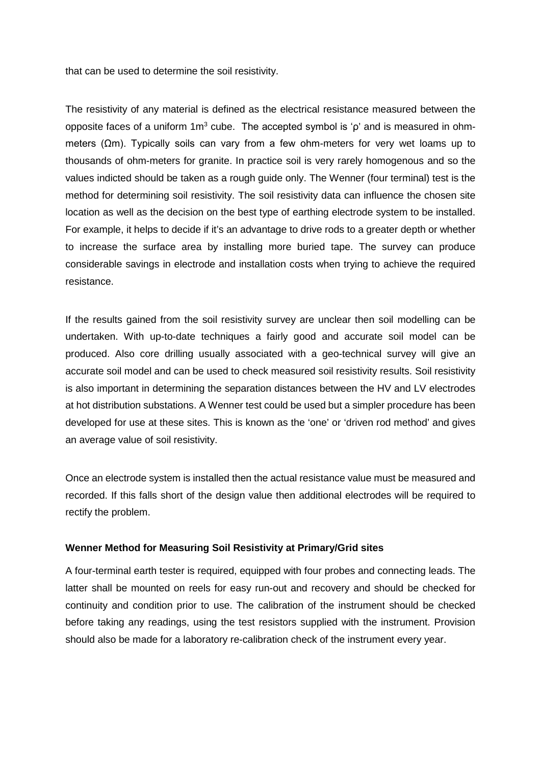that can be used to determine the soil resistivity.

The resistivity of any material is defined as the electrical resistance measured between the opposite faces of a uniform $1m^3$ cube. The accepted symbol is 'ρ' and is measured in ohm-meters (Ωm). Typically soils can vary from a few ohm-meters for very wet loams up to thousands of ohm-meters for granite. In practice soil is very rarely homogenous and so the values indicted should be taken as a rough guide only. The Wenner (four terminal) test is the method for determining soil resistivity. The soil resistivity data can influence the chosen site location as well as the decision on the best type of earthing electrode system to be installed. For example, it helps to decide if it's an advantage to drive rods to a greater depth or whether to increase the surface area by installing more buried tape. The survey can produce considerable savings in electrode and installation costs when trying to achieve the required resistance.

If the results gained from the soil resistivity survey are unclear then soil modelling can be undertaken. With up-to-date techniques a fairly good and accurate soil model can be produced. Also core drilling usually associated with a geo-technical survey will give an accurate soil model and can be used to check measured soil resistivity results. Soil resistivity is also important in determining the separation distances between the HV and LV electrodes at hot distribution substations. A Wenner test could be used but a simpler procedure has been developed for use at these sites. This is known as the 'one' or 'driven rod method' and gives an average value of soil resistivity.

Once an electrode system is installed then the actual resistance value must be measured and recorded. If this falls short of the design value then additional electrodes will be required to rectify the problem.

**Wenner Method for Measuring Soil Resistivity at Primary/Grid sites**

A four-terminal earth tester is required, equipped with four probes and connecting leads. The latter shall be mounted on reels for easy run-out and recovery and should be checked for continuity and condition prior to use. The calibration of the instrument should be checked before taking any readings, using the test resistors supplied with the instrument. Provision should also be made for a laboratory re-calibration check of the instrument every year.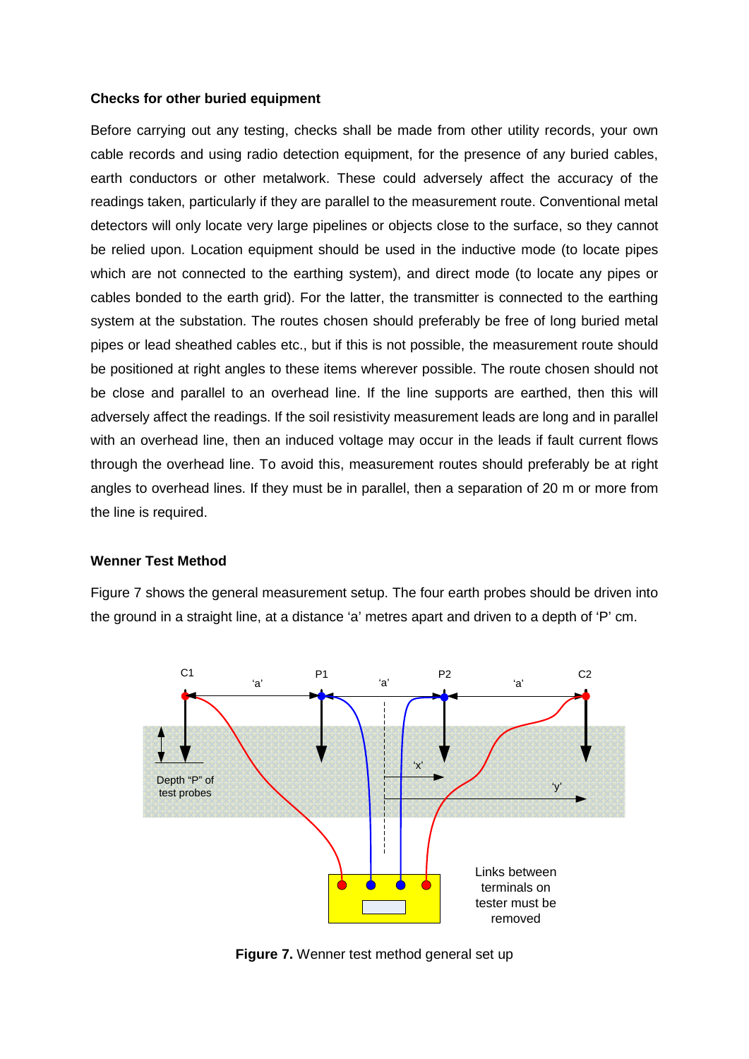**Checks for other buried equipment**

Before carrying out any testing, checks shall be made from other utility records, your own cable records and using radio detection equipment, for the presence of any buried cables, earth conductors or other metalwork. These could adversely affect the accuracy of the readings taken, particularly if they are parallel to the measurement route. Conventional metal detectors will only locate very large pipelines or objects close to the surface, so they cannot be relied upon. Location equipment should be used in the inductive mode (to locate pipes which are not connected to the earthing system), and direct mode (to locate any pipes or cables bonded to the earth grid). For the latter, the transmitter is connected to the earthing system at the substation. The routes chosen should preferably be free of long buried metal pipes or lead sheathed cables etc., but if this is not possible, the measurement route should be positioned at right angles to these items wherever possible. The route chosen should not be close and parallel to an overhead line. If the line supports are earthed, then this will adversely affect the readings. If the soil resistivity measurement leads are long and in parallel with an overhead line, then an induced voltage may occur in the leads if fault current flows through the overhead line. To avoid this, measurement routes should preferably be at right angles to overhead lines. If they must be in parallel, then a separation of 20 m or more from the line is required.

**Wenner Test Method**

Figure 7 shows the general measurement setup. The four earth probes should be driven into the ground in a straight line, at a distance ‘a’ metres apart and driven to a depth of ‘P’ cm.

**Figure 7.** Wenner test method general set up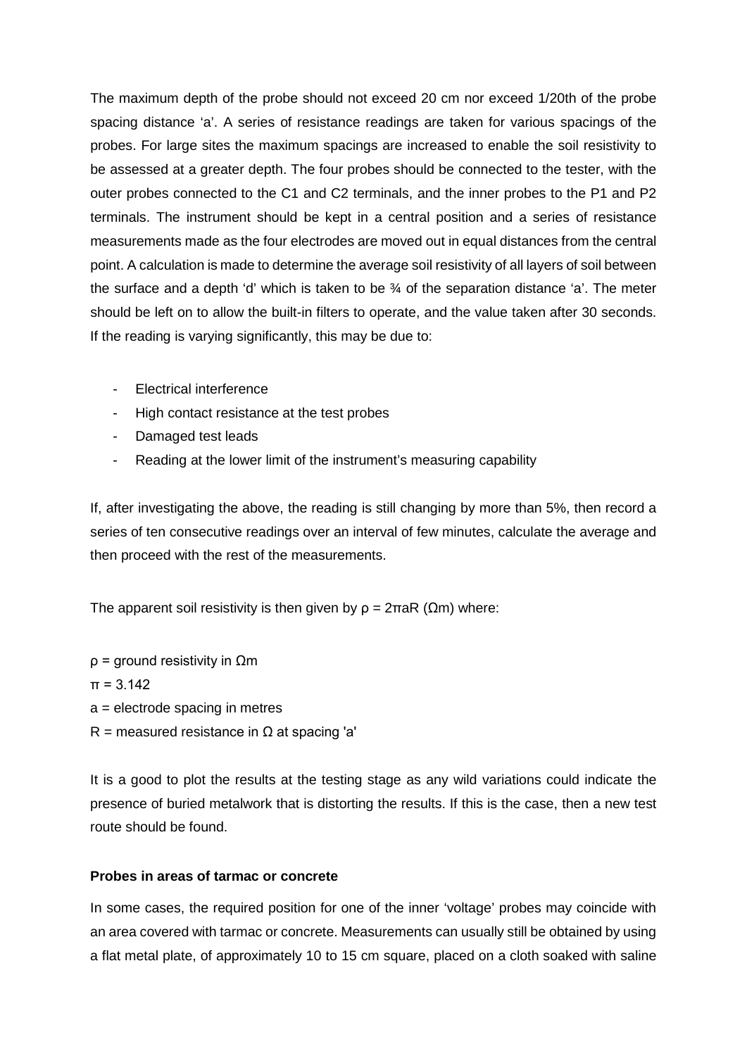The maximum depth of the probe should not exceed 20 cm nor exceed 1/20th of the probe spacing distance 'a'. A series of resistance readings are taken for various spacings of the probes. For large sites the maximum spacings are increased to enable the soil resistivity to be assessed at a greater depth. The four probes should be connected to the tester, with the outer probes connected to the C1 and C2 terminals, and the inner probes to the P1 and P2 terminals. The instrument should be kept in a central position and a series of resistance measurements made as the four electrodes are moved out in equal distances from the central point. A calculation is made to determine the average soil resistivity of all layers of soil between the surface and a depth 'd' which is taken to be ¾ of the separation distance 'a'. The meter should be left on to allow the built-in filters to operate, and the value taken after 30 seconds. If the reading is varying significantly, this may be due to:

- Electrical interference
- High contact resistance at the test probes
- Damaged test leads
- Reading at the lower limit of the instrument's measuring capability

If, after investigating the above, the reading is still changing by more than 5%, then record a series of ten consecutive readings over an interval of few minutes, calculate the average and then proceed with the rest of the measurements.

The apparent soil resistivity is then given by $\rho = 2\pi a R$ ($\Omega$m) where:

$\rho$ = ground resistivity in $\Omega$m
$\pi$ = 3.142
$a$ = electrode spacing in metres
$R$ = measured resistance in $\Omega$ at spacing 'a'

It is a good to plot the results at the testing stage as any wild variations could indicate the presence of buried metalwork that is distorting the results. If this is the case, then a new test route should be found.

**Probes in areas of tarmac or concrete**

In some cases, the required position for one of the inner 'voltage' probes may coincide with an area covered with tarmac or concrete. Measurements can usually still be obtained by using a flat metal plate, of approximately 10 to 15 cm square, placed on a cloth soaked with saline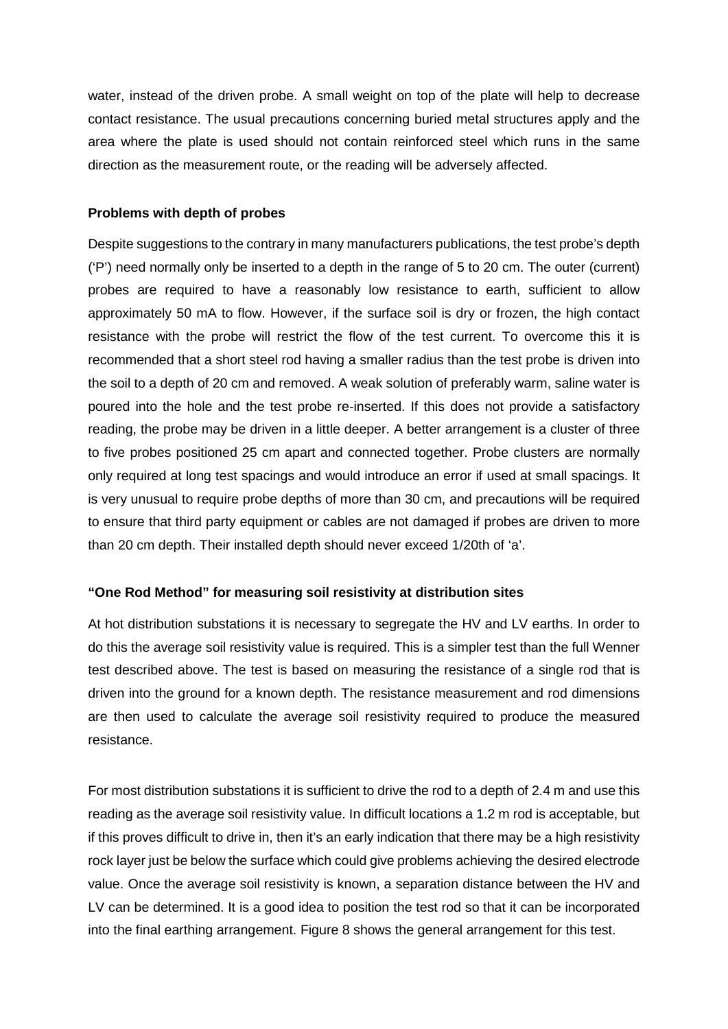water, instead of the driven probe. A small weight on top of the plate will help to decrease contact resistance. The usual precautions concerning buried metal structures apply and the area where the plate is used should not contain reinforced steel which runs in the same direction as the measurement route, or the reading will be adversely affected.

**Problems with depth of probes**

Despite suggestions to the contrary in many manufacturers publications, the test probe's depth ('P') need normally only be inserted to a depth in the range of 5 to 20 cm. The outer (current) probes are required to have a reasonably low resistance to earth, sufficient to allow approximately 50 mA to flow. However, if the surface soil is dry or frozen, the high contact resistance with the probe will restrict the flow of the test current. To overcome this it is recommended that a short steel rod having a smaller radius than the test probe is driven into the soil to a depth of 20 cm and removed. A weak solution of preferably warm, saline water is poured into the hole and the test probe re-inserted. If this does not provide a satisfactory reading, the probe may be driven in a little deeper. A better arrangement is a cluster of three to five probes positioned 25 cm apart and connected together. Probe clusters are normally only required at long test spacings and would introduce an error if used at small spacings. It is very unusual to require probe depths of more than 30 cm, and precautions will be required to ensure that third party equipment or cables are not damaged if probes are driven to more than 20 cm depth. Their installed depth should never exceed 1/20th of 'a'.

**"One Rod Method" for measuring soil resistivity at distribution sites**

At hot distribution substations it is necessary to segregate the HV and LV earths. In order to do this the average soil resistivity value is required. This is a simpler test than the full Wenner test described above. The test is based on measuring the resistance of a single rod that is driven into the ground for a known depth. The resistance measurement and rod dimensions are then used to calculate the average soil resistivity required to produce the measured resistance.

For most distribution substations it is sufficient to drive the rod to a depth of 2.4 m and use this reading as the average soil resistivity value. In difficult locations a 1.2 m rod is acceptable, but if this proves difficult to drive in, then it's an early indication that there may be a high resistivity rock layer just be below the surface which could give problems achieving the desired electrode value. Once the average soil resistivity is known, a separation distance between the HV and LV can be determined. It is a good idea to position the test rod so that it can be incorporated into the final earthing arrangement. Figure 8 shows the general arrangement for this test.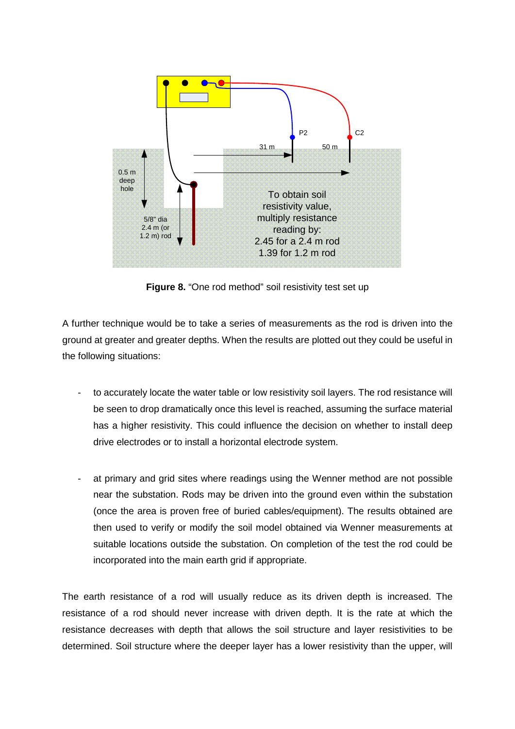**Figure 8.** “One rod method” soil resistivity test set up

A further technique would be to take a series of measurements as the rod is driven into the ground at greater and greater depths. When the results are plotted out they could be useful in the following situations:

- to accurately locate the water table or low resistivity soil layers. The rod resistance will be seen to drop dramatically once this level is reached, assuming the surface material has a higher resistivity. This could influence the decision on whether to install deep drive electrodes or to install a horizontal electrode system.

- at primary and grid sites where readings using the Wenner method are not possible near the substation. Rods may be driven into the ground even within the substation (once the area is proven free of buried cables/equipment). The results obtained are then used to verify or modify the soil model obtained via Wenner measurements at suitable locations outside the substation. On completion of the test the rod could be incorporated into the main earth grid if appropriate.

The earth resistance of a rod will usually reduce as its driven depth is increased. The resistance of a rod should never increase with driven depth. It is the rate at which the resistance decreases with depth that allows the soil structure and layer resistivities to be determined. Soil structure where the deeper layer has a lower resistivity than the upper, will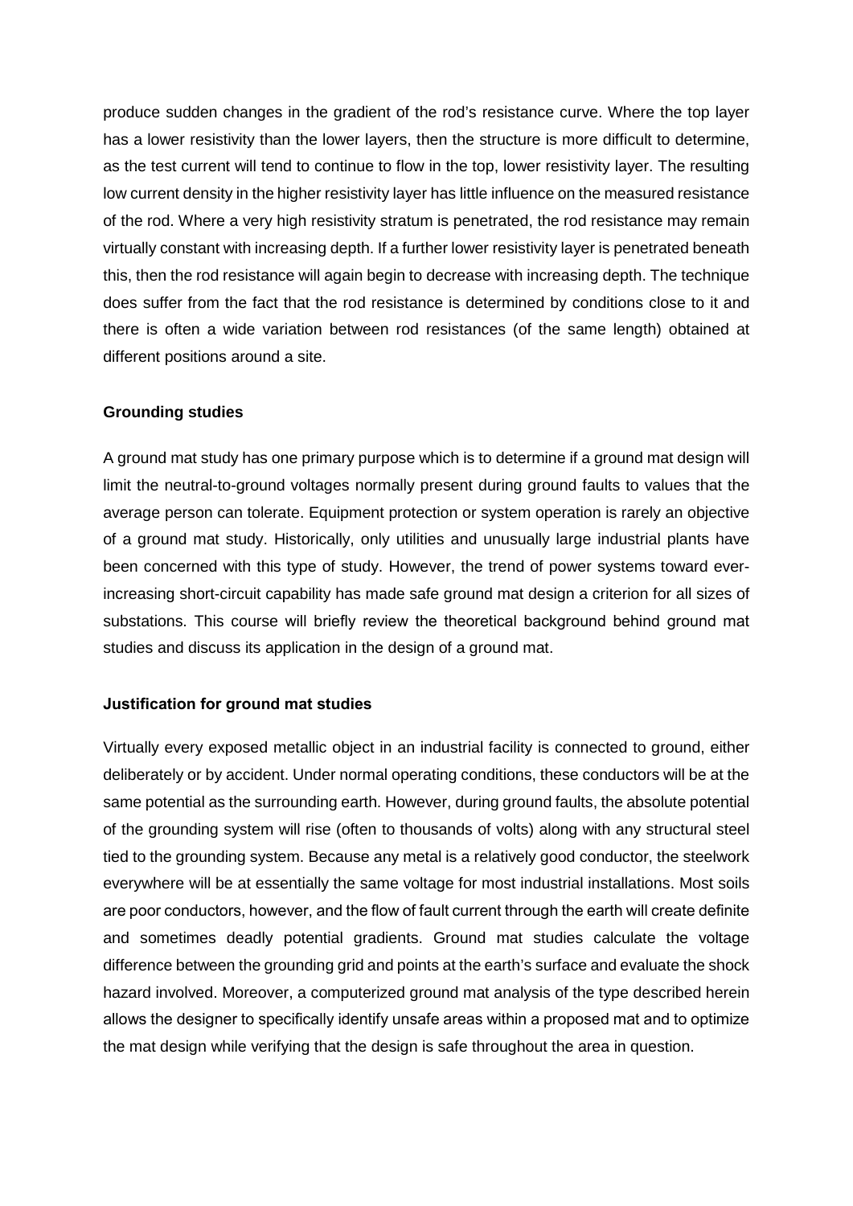produce sudden changes in the gradient of the rod's resistance curve. Where the top layer has a lower resistivity than the lower layers, then the structure is more difficult to determine, as the test current will tend to continue to flow in the top, lower resistivity layer. The resulting low current density in the higher resistivity layer has little influence on the measured resistance of the rod. Where a very high resistivity stratum is penetrated, the rod resistance may remain virtually constant with increasing depth. If a further lower resistivity layer is penetrated beneath this, then the rod resistance will again begin to decrease with increasing depth. The technique does suffer from the fact that the rod resistance is determined by conditions close to it and there is often a wide variation between rod resistances (of the same length) obtained at different positions around a site.

**Grounding studies**

A ground mat study has one primary purpose which is to determine if a ground mat design will limit the neutral-to-ground voltages normally present during ground faults to values that the average person can tolerate. Equipment protection or system operation is rarely an objective of a ground mat study. Historically, only utilities and unusually large industrial plants have been concerned with this type of study. However, the trend of power systems toward ever-increasing short-circuit capability has made safe ground mat design a criterion for all sizes of substations. This course will briefly review the theoretical background behind ground mat studies and discuss its application in the design of a ground mat.

**Justification for ground mat studies**

Virtually every exposed metallic object in an industrial facility is connected to ground, either deliberately or by accident. Under normal operating conditions, these conductors will be at the same potential as the surrounding earth. However, during ground faults, the absolute potential of the grounding system will rise (often to thousands of volts) along with any structural steel tied to the grounding system. Because any metal is a relatively good conductor, the steelwork everywhere will be at essentially the same voltage for most industrial installations. Most soils are poor conductors, however, and the flow of fault current through the earth will create definite and sometimes deadly potential gradients. Ground mat studies calculate the voltage difference between the grounding grid and points at the earth's surface and evaluate the shock hazard involved. Moreover, a computerized ground mat analysis of the type described herein allows the designer to specifically identify unsafe areas within a proposed mat and to optimize the mat design while verifying that the design is safe throughout the area in question.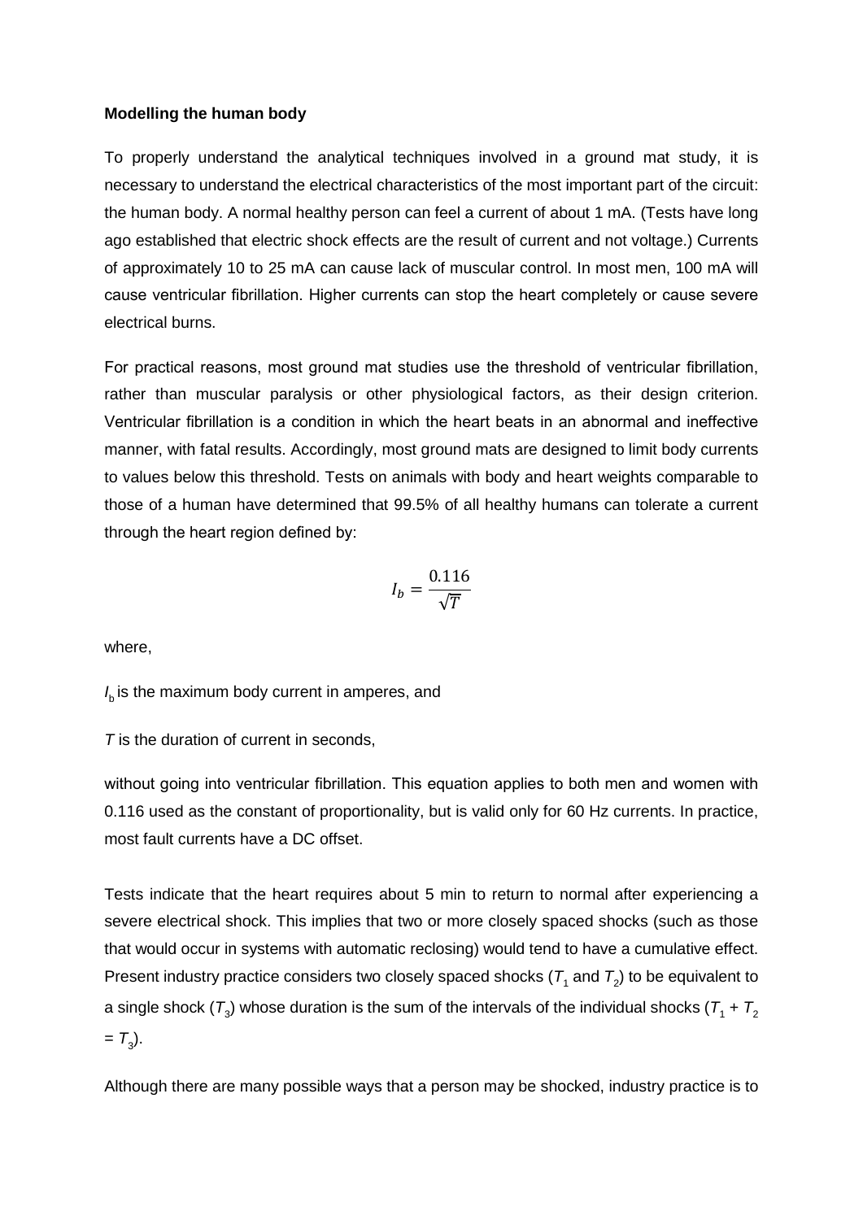**Modelling the human body**

To properly understand the analytical techniques involved in a ground mat study, it is necessary to understand the electrical characteristics of the most important part of the circuit: the human body. A normal healthy person can feel a current of about 1 mA. (Tests have long ago established that electric shock effects are the result of current and not voltage.) Currents of approximately 10 to 25 mA can cause lack of muscular control. In most men, 100 mA will cause ventricular fibrillation. Higher currents can stop the heart completely or cause severe electrical burns.

For practical reasons, most ground mat studies use the threshold of ventricular fibrillation, rather than muscular paralysis or other physiological factors, as their design criterion. Ventricular fibrillation is a condition in which the heart beats in an abnormal and ineffective manner, with fatal results. Accordingly, most ground mats are designed to limit body currents to values below this threshold. Tests on animals with body and heart weights comparable to those of a human have determined that 99.5% of all healthy humans can tolerate a current through the heart region defined by:

$$I_b = \frac{0.116}{\sqrt{T}}$$

where,

$I_b$ is the maximum body current in amperes, and

$T$ is the duration of current in seconds,

without going into ventricular fibrillation. This equation applies to both men and women with 0.116 used as the constant of proportionality, but is valid only for 60 Hz currents. In practice, most fault currents have a DC offset.

Tests indicate that the heart requires about 5 min to return to normal after experiencing a severe electrical shock. This implies that two or more closely spaced shocks (such as those that would occur in systems with automatic reclosing) would tend to have a cumulative effect. Present industry practice considers two closely spaced shocks ($T_1$ and $T_2$) to be equivalent to a single shock ($T_3$) whose duration is the sum of the intervals of the individual shocks ($T_1 + T_2 = T_3$).

Although there are many possible ways that a person may be shocked, industry practice is to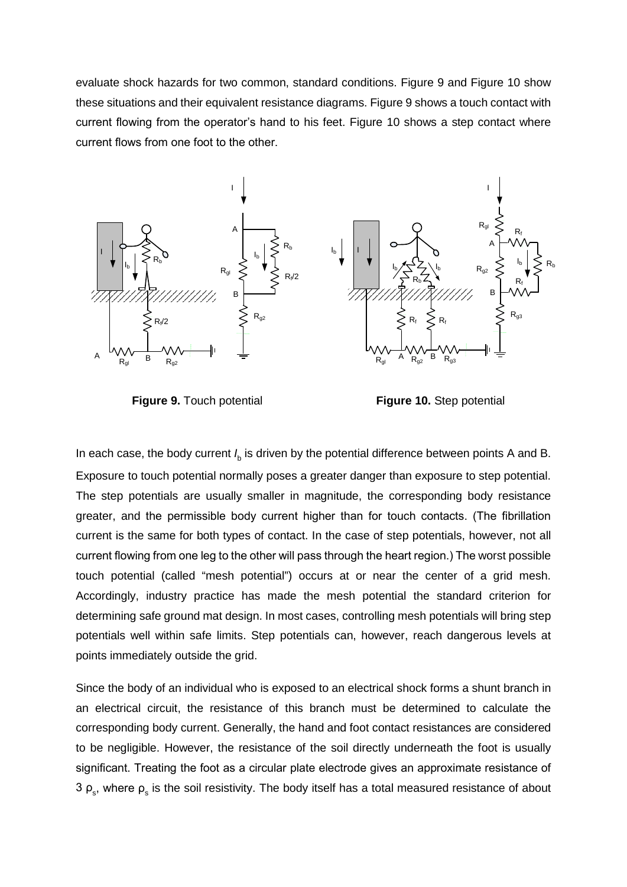evaluate shock hazards for two common, standard conditions. Figure 9 and Figure 10 show these situations and their equivalent resistance diagrams. Figure 9 shows a touch contact with current flowing from the operator's hand to his feet. Figure 10 shows a step contact where current flows from one foot to the other.

**Figure 9.** Touch potential

**Figure 10.** Step potential

In each case, the body current $I_b$ is driven by the potential difference between points A and B. Exposure to touch potential normally poses a greater danger than exposure to step potential. The step potentials are usually smaller in magnitude, the corresponding body resistance greater, and the permissible body current higher than for touch contacts. (The fibrillation current is the same for both types of contact. In the case of step potentials, however, not all current flowing from one leg to the other will pass through the heart region.) The worst possible touch potential (called "mesh potential") occurs at or near the center of a grid mesh. Accordingly, industry practice has made the mesh potential the standard criterion for determining safe ground mat design. In most cases, controlling mesh potentials will bring step potentials well within safe limits. Step potentials can, however, reach dangerous levels at points immediately outside the grid.

Since the body of an individual who is exposed to an electrical shock forms a shunt branch in an electrical circuit, the resistance of this branch must be determined to calculate the corresponding body current. Generally, the hand and foot contact resistances are considered to be negligible. However, the resistance of the soil directly underneath the foot is usually significant. Treating the foot as a circular plate electrode gives an approximate resistance of $3\ \rho_s$, where $\rho_s$ is the soil resistivity. The body itself has a total measured resistance of about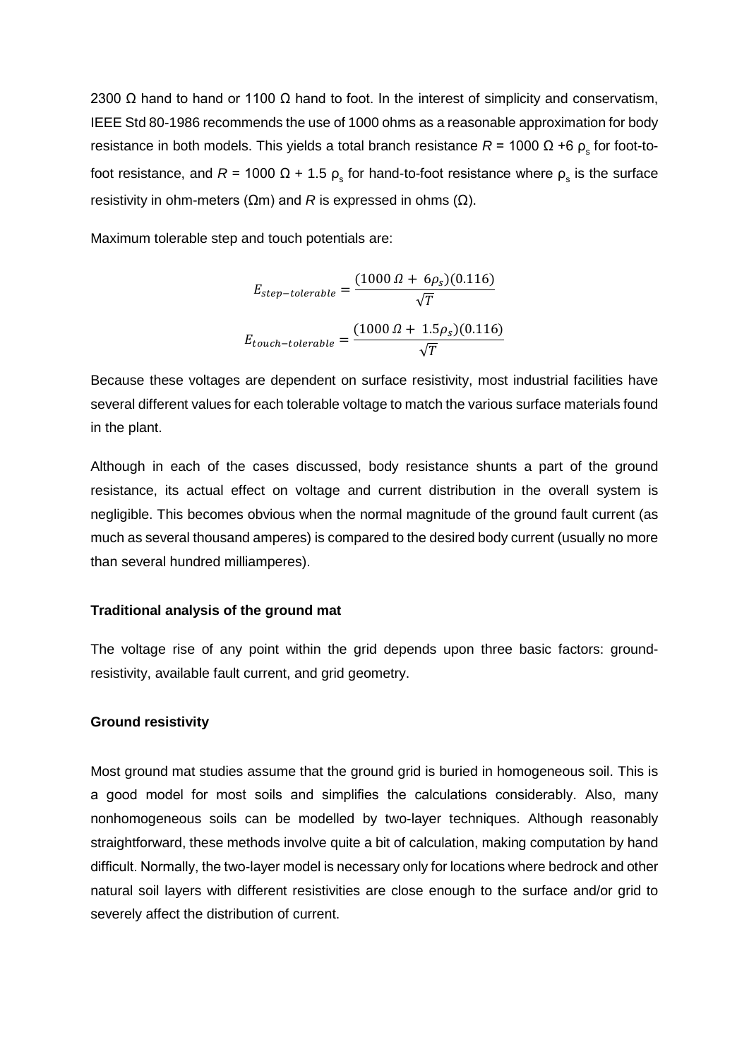2300 Ω hand to hand or 1100 Ω hand to foot. In the interest of simplicity and conservatism, IEEE Std 80-1986 recommends the use of 1000 ohms as a reasonable approximation for body resistance in both models. This yields a total branch resistance $R$ = 1000 Ω +6 $\rho_s$ for foot-to-foot resistance, and $R$ = 1000 Ω + 1.5 $\rho_s$ for hand-to-foot resistance where $\rho_s$ is the surface resistivity in ohm-meters (Ωm) and $R$ is expressed in ohms (Ω).

Maximum tolerable step and touch potentials are:

$$E_{step-tolerable} = \frac{(1000\,\Omega + 6\rho_s)(0.116)}{\sqrt{T}}$$

$$E_{touch-tolerable} = \frac{(1000\,\Omega + 1.5\rho_s)(0.116)}{\sqrt{T}}$$

Because these voltages are dependent on surface resistivity, most industrial facilities have several different values for each tolerable voltage to match the various surface materials found in the plant.

Although in each of the cases discussed, body resistance shunts a part of the ground resistance, its actual effect on voltage and current distribution in the overall system is negligible. This becomes obvious when the normal magnitude of the ground fault current (as much as several thousand amperes) is compared to the desired body current (usually no more than several hundred milliamperes).

**Traditional analysis of the ground mat**

The voltage rise of any point within the grid depends upon three basic factors: ground-resistivity, available fault current, and grid geometry.

**Ground resistivity**

Most ground mat studies assume that the ground grid is buried in homogeneous soil. This is a good model for most soils and simplifies the calculations considerably. Also, many nonhomogeneous soils can be modelled by two-layer techniques. Although reasonably straightforward, these methods involve quite a bit of calculation, making computation by hand difficult. Normally, the two-layer model is necessary only for locations where bedrock and other natural soil layers with different resistivities are close enough to the surface and/or grid to severely affect the distribution of current.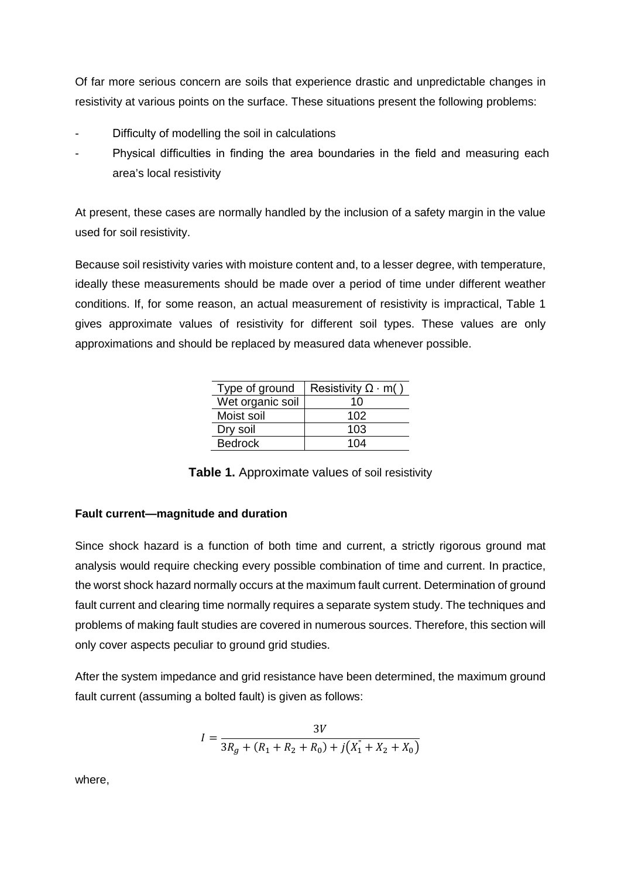Of far more serious concern are soils that experience drastic and unpredictable changes in resistivity at various points on the surface. These situations present the following problems:

- Difficulty of modelling the soil in calculations
- Physical difficulties in finding the area boundaries in the field and measuring each area's local resistivity

At present, these cases are normally handled by the inclusion of a safety margin in the value used for soil resistivity.

Because soil resistivity varies with moisture content and, to a lesser degree, with temperature, ideally these measurements should be made over a period of time under different weather conditions. If, for some reason, an actual measurement of resistivity is impractical, Table 1 gives approximate values of resistivity for different soil types. These values are only approximations and should be replaced by measured data whenever possible.

| Type of ground | Resistivity Ω · m( ) |
|---|---|
| Wet organic soil | 10 |
| Moist soil | 102 |
| Dry soil | 103 |
| Bedrock | 104 |

**Table 1.** Approximate values of soil resistivity

**Fault current—magnitude and duration**

Since shock hazard is a function of both time and current, a strictly rigorous ground mat analysis would require checking every possible combination of time and current. In practice, the worst shock hazard normally occurs at the maximum fault current. Determination of ground fault current and clearing time normally requires a separate system study. The techniques and problems of making fault studies are covered in numerous sources. Therefore, this section will only cover aspects peculiar to ground grid studies.

After the system impedance and grid resistance have been determined, the maximum ground fault current (assuming a bolted fault) is given as follows:

$$I = \frac{3V}{3R_g + (R_1 + R_2 + R_0) + j\left(X_1^{"} + X_2 + X_0\right)}$$

where,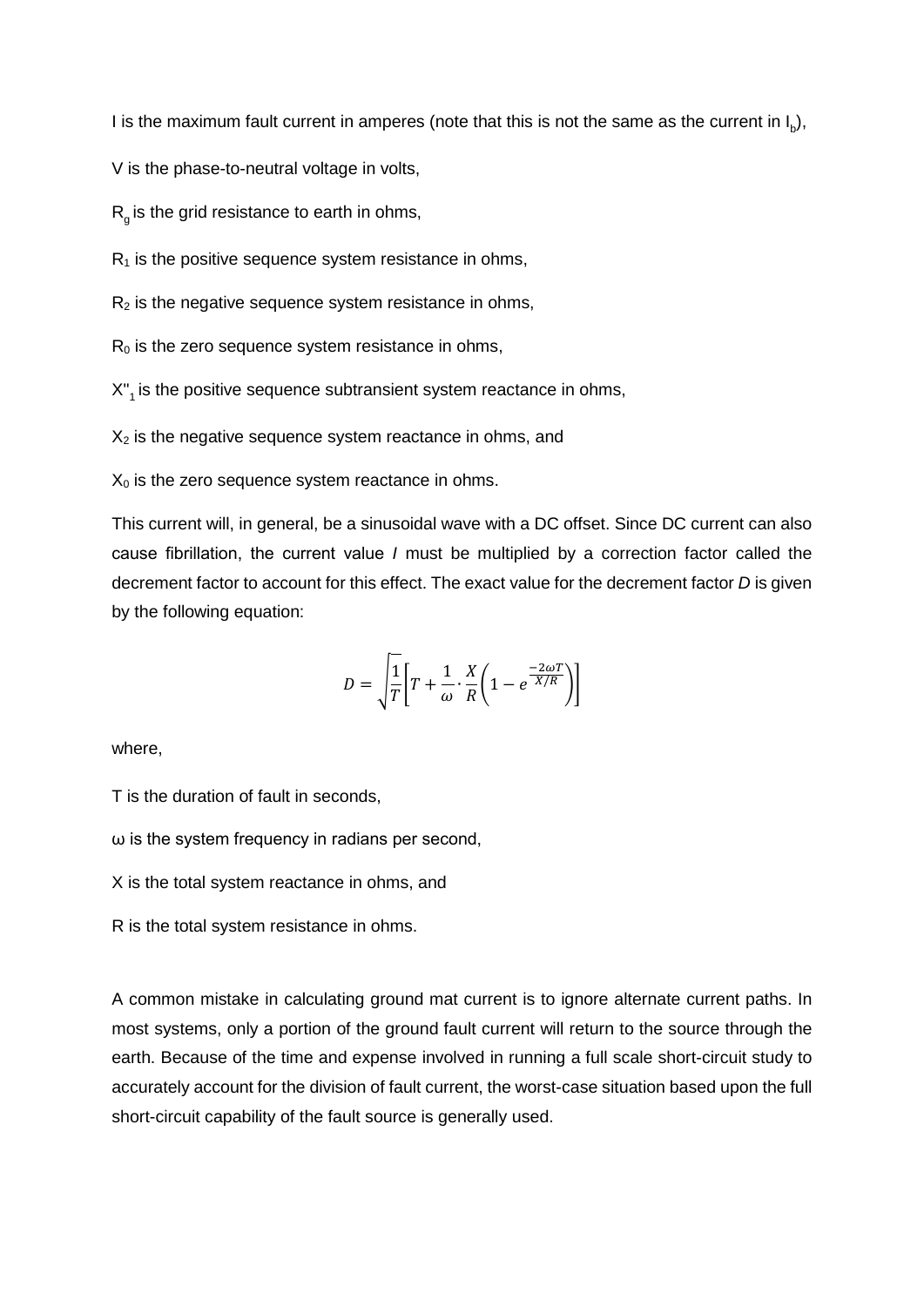I is the maximum fault current in amperes (note that this is not the same as the current in $I_b$),

V is the phase-to-neutral voltage in volts,

$R_g$ is the grid resistance to earth in ohms,

$R_1$ is the positive sequence system resistance in ohms,

$R_2$ is the negative sequence system resistance in ohms,

$R_0$ is the zero sequence system resistance in ohms,

$X''_1$ is the positive sequence subtransient system reactance in ohms,

$X_2$ is the negative sequence system reactance in ohms, and

$X_0$ is the zero sequence system reactance in ohms.

This current will, in general, be a sinusoidal wave with a DC offset. Since DC current can also cause fibrillation, the current value *I* must be multiplied by a correction factor called the decrement factor to account for this effect. The exact value for the decrement factor *D* is given by the following equation:

$$D = \sqrt{\frac{1}{T}\left[T + \frac{1}{\omega}\cdot\frac{X}{R}\left(1 - e^{\frac{-2\omega T}{X/R}}\right)\right]}$$

where,

T is the duration of fault in seconds,

ω is the system frequency in radians per second,

X is the total system reactance in ohms, and

R is the total system resistance in ohms.

A common mistake in calculating ground mat current is to ignore alternate current paths. In most systems, only a portion of the ground fault current will return to the source through the earth. Because of the time and expense involved in running a full scale short-circuit study to accurately account for the division of fault current, the worst-case situation based upon the full short-circuit capability of the fault source is generally used.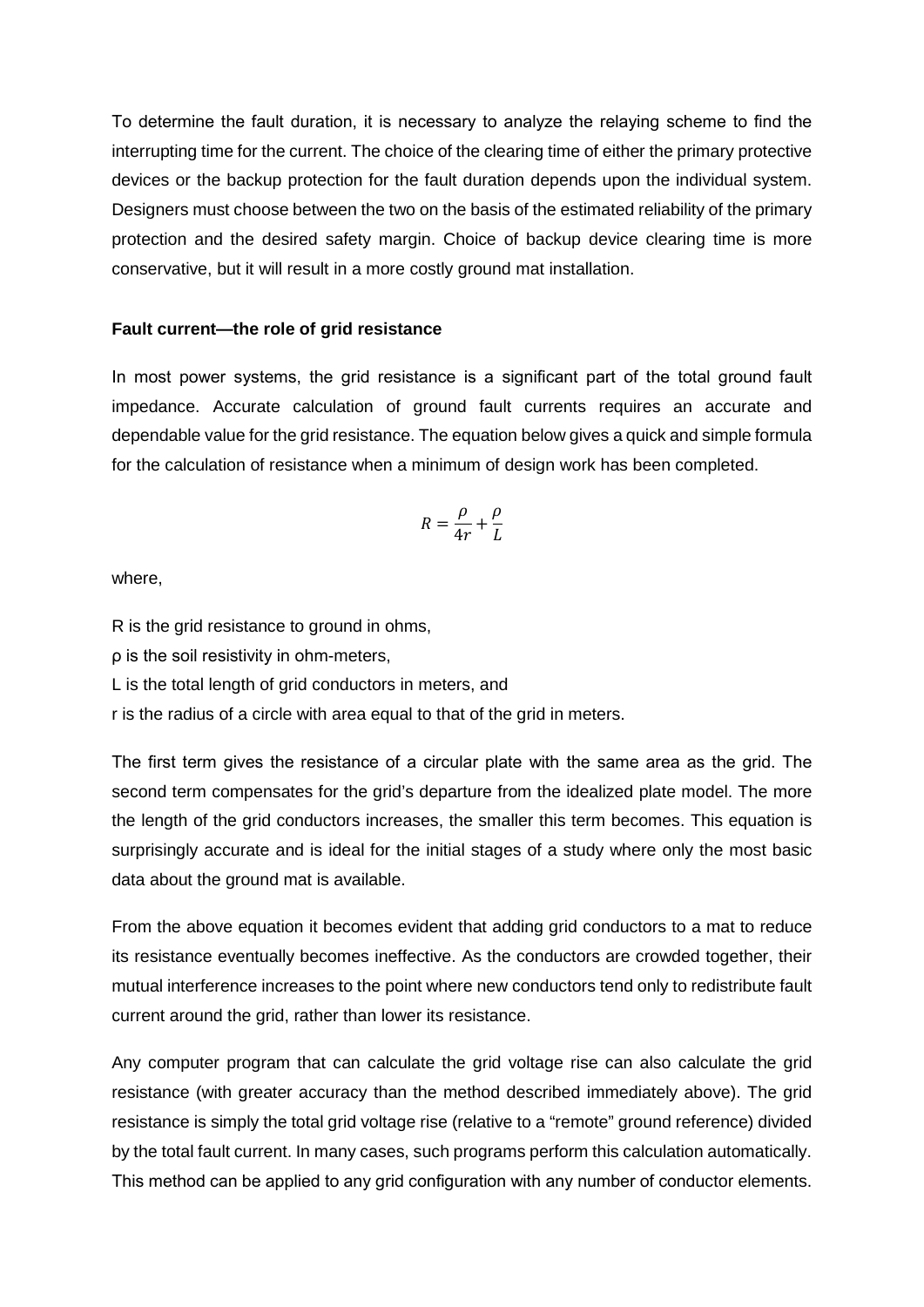To determine the fault duration, it is necessary to analyze the relaying scheme to find the interrupting time for the current. The choice of the clearing time of either the primary protective devices or the backup protection for the fault duration depends upon the individual system. Designers must choose between the two on the basis of the estimated reliability of the primary protection and the desired safety margin. Choice of backup device clearing time is more conservative, but it will result in a more costly ground mat installation.

**Fault current—the role of grid resistance**

In most power systems, the grid resistance is a significant part of the total ground fault impedance. Accurate calculation of ground fault currents requires an accurate and dependable value for the grid resistance. The equation below gives a quick and simple formula for the calculation of resistance when a minimum of design work has been completed.

$$R = \frac{\rho}{4r} + \frac{\rho}{L}$$

where,

R is the grid resistance to ground in ohms,

ρ is the soil resistivity in ohm-meters,

L is the total length of grid conductors in meters, and

r is the radius of a circle with area equal to that of the grid in meters.

The first term gives the resistance of a circular plate with the same area as the grid. The second term compensates for the grid's departure from the idealized plate model. The more the length of the grid conductors increases, the smaller this term becomes. This equation is surprisingly accurate and is ideal for the initial stages of a study where only the most basic data about the ground mat is available.

From the above equation it becomes evident that adding grid conductors to a mat to reduce its resistance eventually becomes ineffective. As the conductors are crowded together, their mutual interference increases to the point where new conductors tend only to redistribute fault current around the grid, rather than lower its resistance.

Any computer program that can calculate the grid voltage rise can also calculate the grid resistance (with greater accuracy than the method described immediately above). The grid resistance is simply the total grid voltage rise (relative to a "remote" ground reference) divided by the total fault current. In many cases, such programs perform this calculation automatically. This method can be applied to any grid configuration with any number of conductor elements.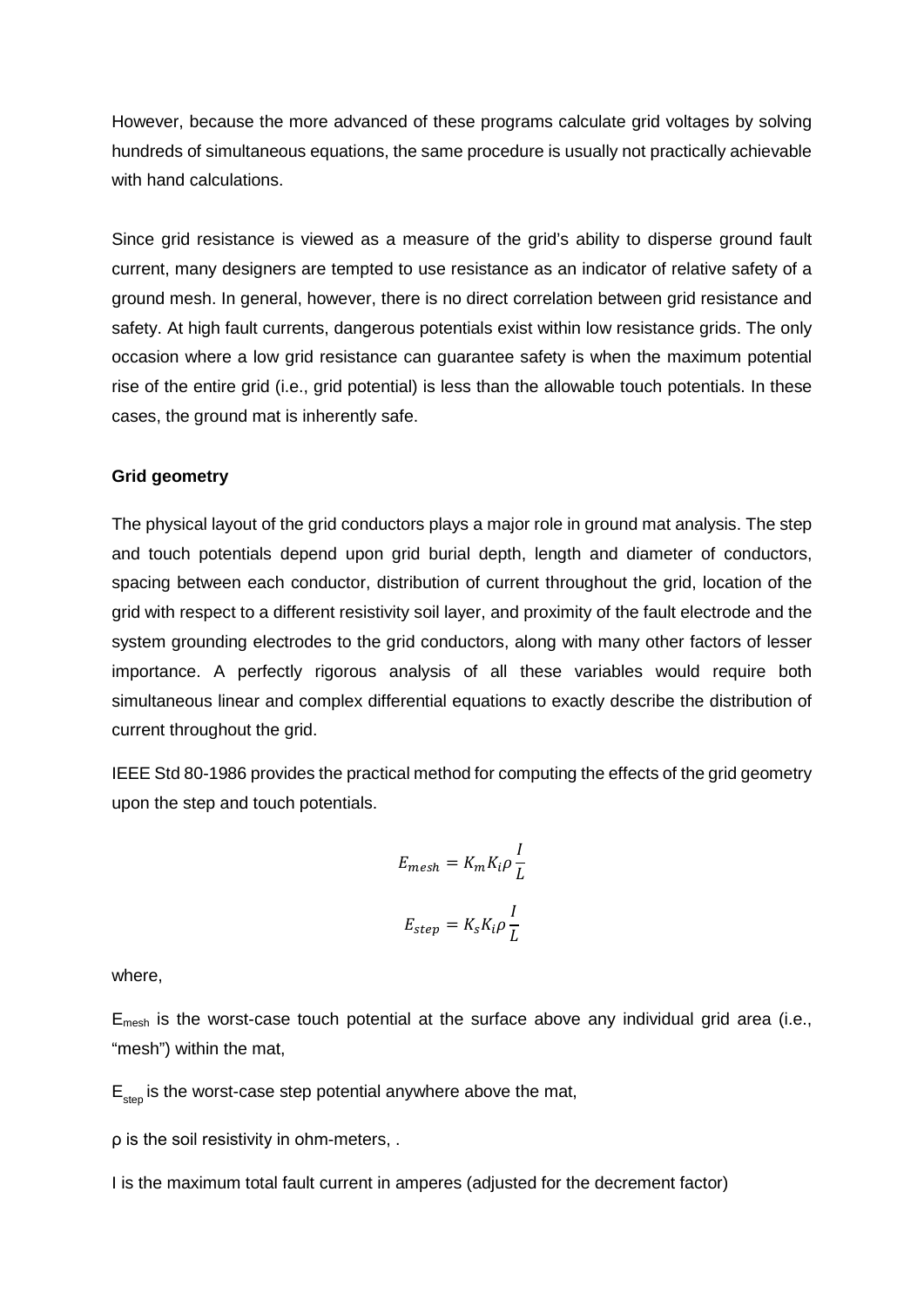However, because the more advanced of these programs calculate grid voltages by solving hundreds of simultaneous equations, the same procedure is usually not practically achievable with hand calculations.

Since grid resistance is viewed as a measure of the grid's ability to disperse ground fault current, many designers are tempted to use resistance as an indicator of relative safety of a ground mesh. In general, however, there is no direct correlation between grid resistance and safety. At high fault currents, dangerous potentials exist within low resistance grids. The only occasion where a low grid resistance can guarantee safety is when the maximum potential rise of the entire grid (i.e., grid potential) is less than the allowable touch potentials. In these cases, the ground mat is inherently safe.

**Grid geometry**

The physical layout of the grid conductors plays a major role in ground mat analysis. The step and touch potentials depend upon grid burial depth, length and diameter of conductors, spacing between each conductor, distribution of current throughout the grid, location of the grid with respect to a different resistivity soil layer, and proximity of the fault electrode and the system grounding electrodes to the grid conductors, along with many other factors of lesser importance. A perfectly rigorous analysis of all these variables would require both simultaneous linear and complex differential equations to exactly describe the distribution of current throughout the grid.

IEEE Std 80-1986 provides the practical method for computing the effects of the grid geometry upon the step and touch potentials.

$$E_{mesh} = K_m K_i \rho \frac{I}{L}$$

$$E_{step} = K_s K_i \rho \frac{I}{L}$$

where,

$E_{mesh}$ is the worst-case touch potential at the surface above any individual grid area (i.e., "mesh") within the mat,

$E_{step}$ is the worst-case step potential anywhere above the mat,

ρ is the soil resistivity in ohm-meters, .

I is the maximum total fault current in amperes (adjusted for the decrement factor)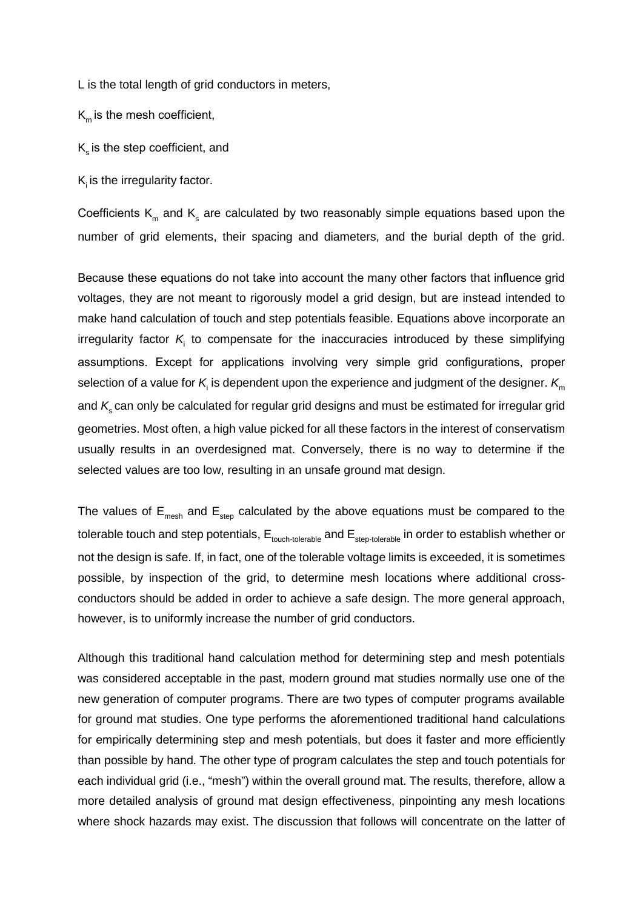L is the total length of grid conductors in meters,

$K_m$ is the mesh coefficient,

$K_s$ is the step coefficient, and

$K_i$ is the irregularity factor.

Coefficients $K_m$ and $K_s$ are calculated by two reasonably simple equations based upon the number of grid elements, their spacing and diameters, and the burial depth of the grid.

Because these equations do not take into account the many other factors that influence grid voltages, they are not meant to rigorously model a grid design, but are instead intended to make hand calculation of touch and step potentials feasible. Equations above incorporate an irregularity factor $K_i$ to compensate for the inaccuracies introduced by these simplifying assumptions. Except for applications involving very simple grid configurations, proper selection of a value for $K_i$ is dependent upon the experience and judgment of the designer. $K_m$ and $K_s$ can only be calculated for regular grid designs and must be estimated for irregular grid geometries. Most often, a high value picked for all these factors in the interest of conservatism usually results in an overdesigned mat. Conversely, there is no way to determine if the selected values are too low, resulting in an unsafe ground mat design.

The values of $E_{mesh}$ and $E_{step}$ calculated by the above equations must be compared to the tolerable touch and step potentials, $E_{touch\text{-}tolerable}$ and $E_{step\text{-}tolerable}$ in order to establish whether or not the design is safe. If, in fact, one of the tolerable voltage limits is exceeded, it is sometimes possible, by inspection of the grid, to determine mesh locations where additional cross-conductors should be added in order to achieve a safe design. The more general approach, however, is to uniformly increase the number of grid conductors.

Although this traditional hand calculation method for determining step and mesh potentials was considered acceptable in the past, modern ground mat studies normally use one of the new generation of computer programs. There are two types of computer programs available for ground mat studies. One type performs the aforementioned traditional hand calculations for empirically determining step and mesh potentials, but does it faster and more efficiently than possible by hand. The other type of program calculates the step and touch potentials for each individual grid (i.e., "mesh") within the overall ground mat. The results, therefore, allow a more detailed analysis of ground mat design effectiveness, pinpointing any mesh locations where shock hazards may exist. The discussion that follows will concentrate on the latter of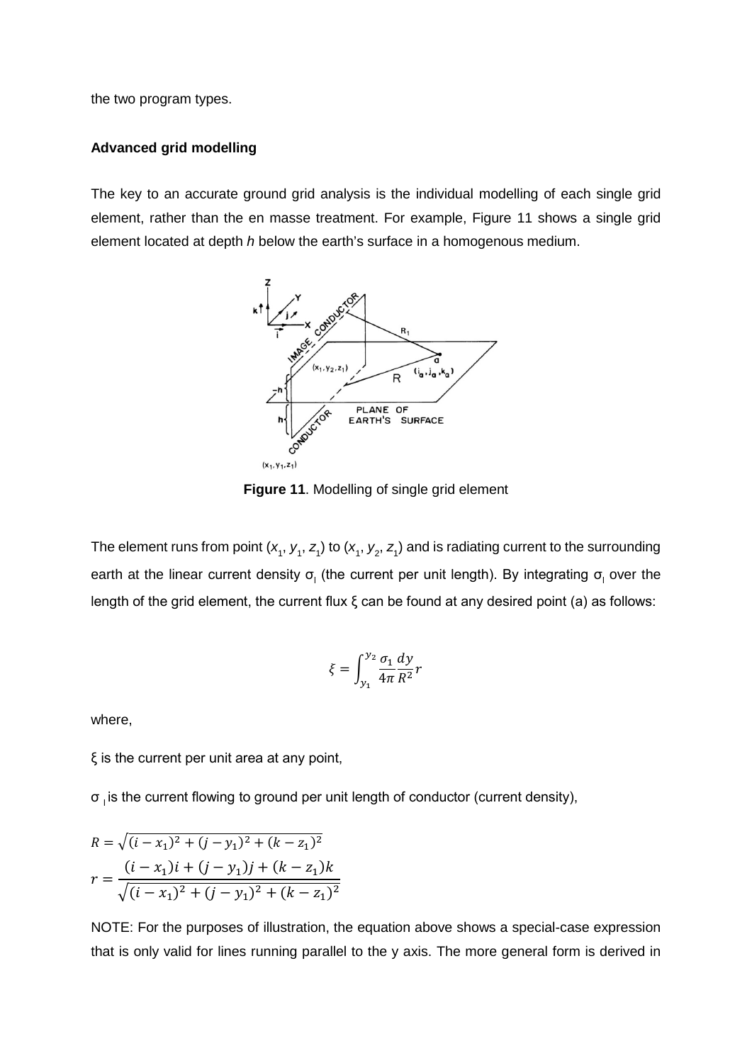the two program types.

**Advanced grid modelling**

The key to an accurate ground grid analysis is the individual modelling of each single grid element, rather than the en masse treatment. For example, Figure 11 shows a single grid element located at depth *h* below the earth's surface in a homogenous medium.

**Figure 11**. Modelling of single grid element

The element runs from point ($x_1$, $y_1$, $z_1$) to ($x_1$, $y_2$, $z_1$) and is radiating current to the surrounding earth at the linear current density $\sigma_l$ (the current per unit length). By integrating $\sigma_l$ over the length of the grid element, the current flux ξ can be found at any desired point (a) as follows:

$$\xi = \int_{y_1}^{y_2} \frac{\sigma_1}{4\pi} \frac{dy}{R^2} r$$

where,

ξ is the current per unit area at any point,

$\sigma_l$ is the current flowing to ground per unit length of conductor (current density),

$$R = \sqrt{(i - x_1)^2 + (j - y_1)^2 + (k - z_1)^2}$$

$$r = \frac{(i - x_1)i + (j - y_1)j + (k - z_1)k}{\sqrt{(i - x_1)^2 + (j - y_1)^2 + (k - z_1)^2}}$$

NOTE: For the purposes of illustration, the equation above shows a special-case expression that is only valid for lines running parallel to the y axis. The more general form is derived in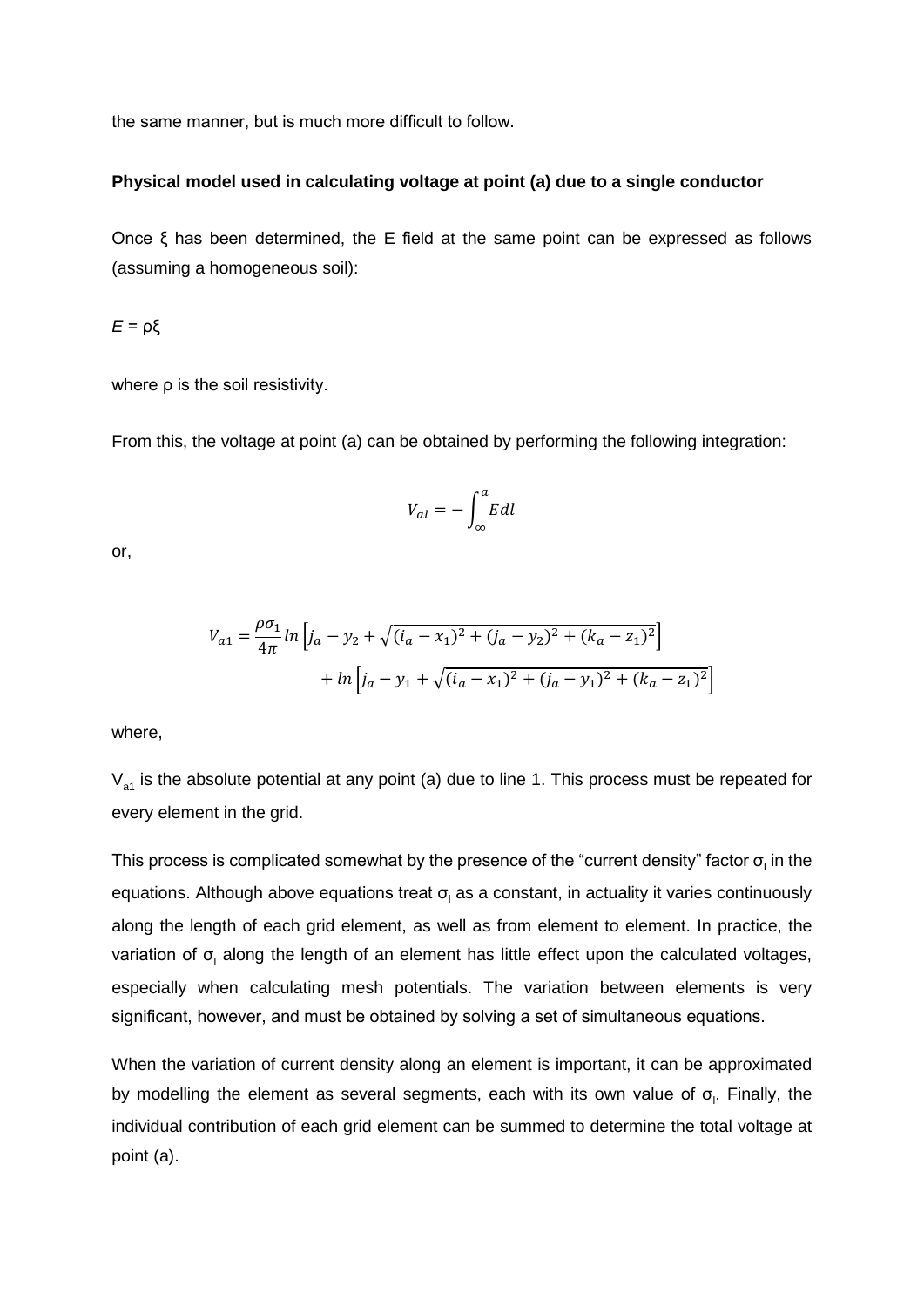the same manner, but is much more difficult to follow.

**Physical model used in calculating voltage at point (a) due to a single conductor**

Once ξ has been determined, the E field at the same point can be expressed as follows (assuming a homogeneous soil):

$E = \rho\xi$

where ρ is the soil resistivity.

From this, the voltage at point (a) can be obtained by performing the following integration:

$$V_{al} = -\int_{\infty}^{a} E dl$$

or,

$$V_{a1} = \frac{\rho\sigma_1}{4\pi} ln\left[j_a - y_2 + \sqrt{(i_a - x_1)^2 + (j_a - y_2)^2 + (k_a - z_1)^2}\right] + ln\left[j_a - y_1 + \sqrt{(i_a - x_1)^2 + (j_a - y_1)^2 + (k_a - z_1)^2}\right]$$

where,

$V_{a1}$ is the absolute potential at any point (a) due to line 1. This process must be repeated for every element in the grid.

This process is complicated somewhat by the presence of the "current density" factor $\sigma_l$ in the equations. Although above equations treat $\sigma_l$ as a constant, in actuality it varies continuously along the length of each grid element, as well as from element to element. In practice, the variation of $\sigma_l$ along the length of an element has little effect upon the calculated voltages, especially when calculating mesh potentials. The variation between elements is very significant, however, and must be obtained by solving a set of simultaneous equations.

When the variation of current density along an element is important, it can be approximated by modelling the element as several segments, each with its own value of $\sigma_l$. Finally, the individual contribution of each grid element can be summed to determine the total voltage at point (a).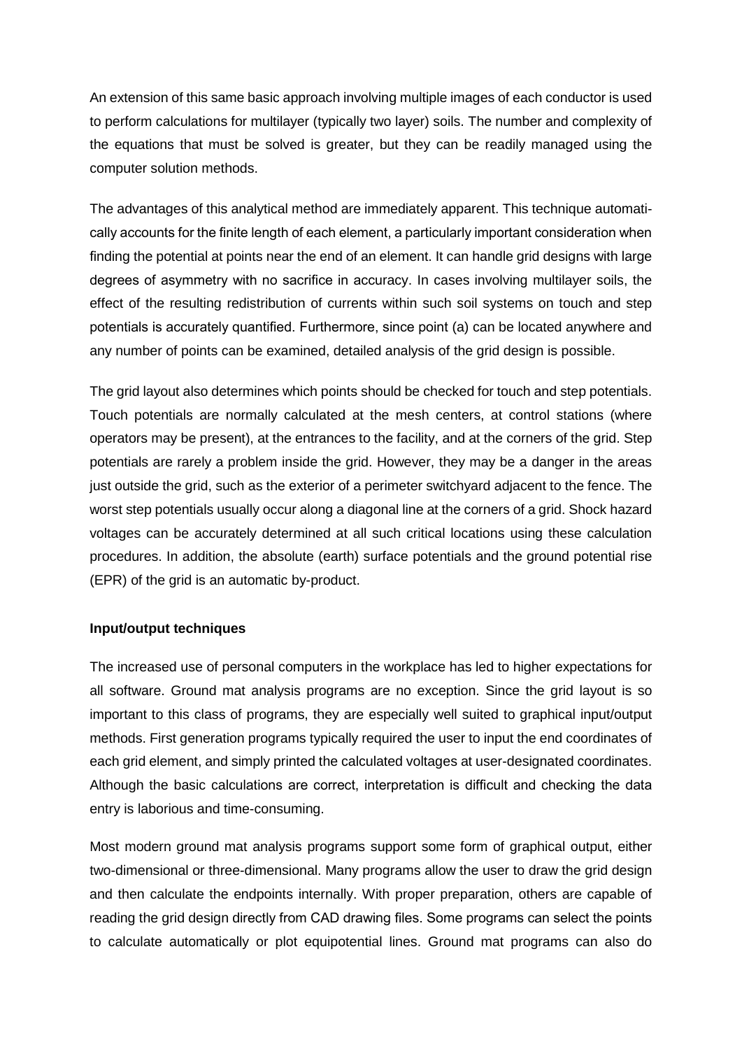An extension of this same basic approach involving multiple images of each conductor is used to perform calculations for multilayer (typically two layer) soils. The number and complexity of the equations that must be solved is greater, but they can be readily managed using the computer solution methods.

The advantages of this analytical method are immediately apparent. This technique automatically accounts for the finite length of each element, a particularly important consideration when finding the potential at points near the end of an element. It can handle grid designs with large degrees of asymmetry with no sacrifice in accuracy. In cases involving multilayer soils, the effect of the resulting redistribution of currents within such soil systems on touch and step potentials is accurately quantified. Furthermore, since point (a) can be located anywhere and any number of points can be examined, detailed analysis of the grid design is possible.

The grid layout also determines which points should be checked for touch and step potentials. Touch potentials are normally calculated at the mesh centers, at control stations (where operators may be present), at the entrances to the facility, and at the corners of the grid. Step potentials are rarely a problem inside the grid. However, they may be a danger in the areas just outside the grid, such as the exterior of a perimeter switchyard adjacent to the fence. The worst step potentials usually occur along a diagonal line at the corners of a grid. Shock hazard voltages can be accurately determined at all such critical locations using these calculation procedures. In addition, the absolute (earth) surface potentials and the ground potential rise (EPR) of the grid is an automatic by-product.

**Input/output techniques**

The increased use of personal computers in the workplace has led to higher expectations for all software. Ground mat analysis programs are no exception. Since the grid layout is so important to this class of programs, they are especially well suited to graphical input/output methods. First generation programs typically required the user to input the end coordinates of each grid element, and simply printed the calculated voltages at user-designated coordinates. Although the basic calculations are correct, interpretation is difficult and checking the data entry is laborious and time-consuming.

Most modern ground mat analysis programs support some form of graphical output, either two-dimensional or three-dimensional. Many programs allow the user to draw the grid design and then calculate the endpoints internally. With proper preparation, others are capable of reading the grid design directly from CAD drawing files. Some programs can select the points to calculate automatically or plot equipotential lines. Ground mat programs can also do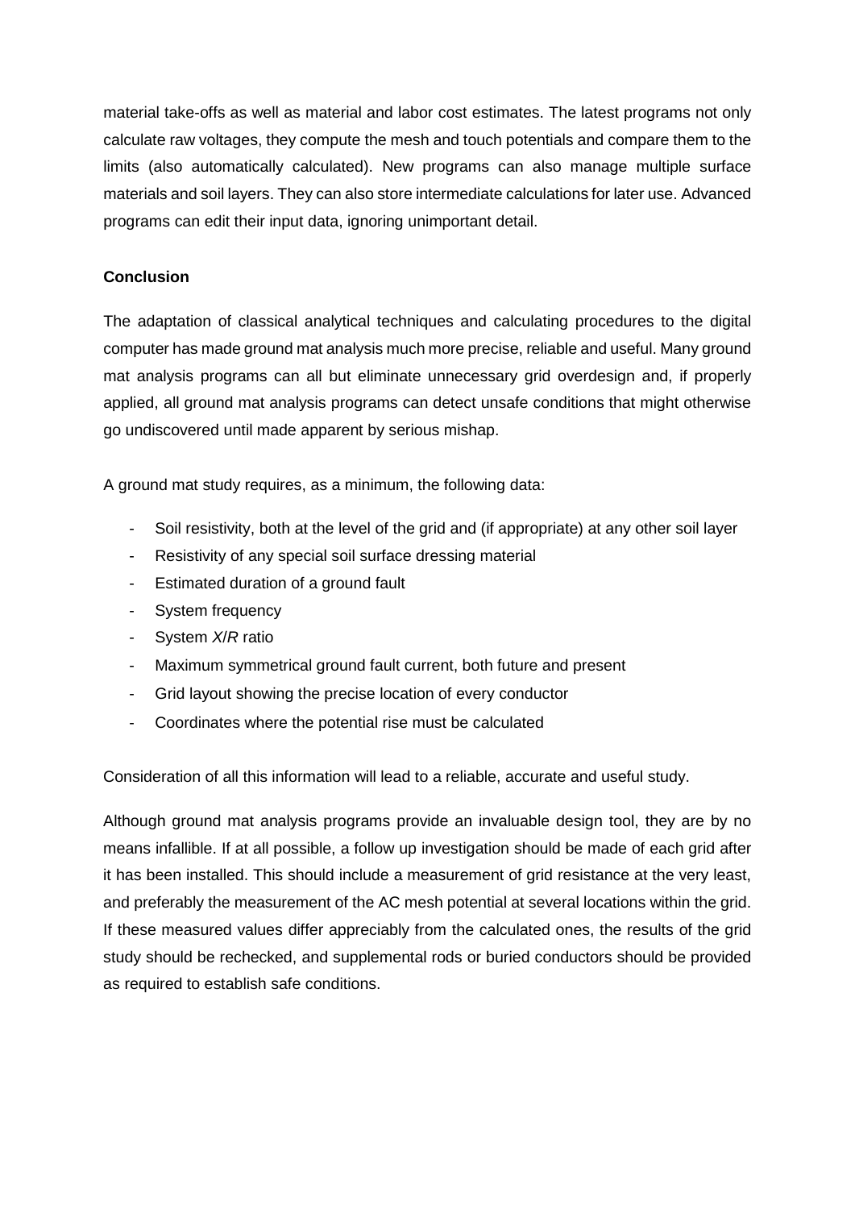material take-offs as well as material and labor cost estimates. The latest programs not only calculate raw voltages, they compute the mesh and touch potentials and compare them to the limits (also automatically calculated). New programs can also manage multiple surface materials and soil layers. They can also store intermediate calculations for later use. Advanced programs can edit their input data, ignoring unimportant detail.

**Conclusion**

The adaptation of classical analytical techniques and calculating procedures to the digital computer has made ground mat analysis much more precise, reliable and useful. Many ground mat analysis programs can all but eliminate unnecessary grid overdesign and, if properly applied, all ground mat analysis programs can detect unsafe conditions that might otherwise go undiscovered until made apparent by serious mishap.

A ground mat study requires, as a minimum, the following data:

- Soil resistivity, both at the level of the grid and (if appropriate) at any other soil layer
- Resistivity of any special soil surface dressing material
- Estimated duration of a ground fault
- System frequency
- System *X*/*R* ratio
- Maximum symmetrical ground fault current, both future and present
- Grid layout showing the precise location of every conductor
- Coordinates where the potential rise must be calculated

Consideration of all this information will lead to a reliable, accurate and useful study.

Although ground mat analysis programs provide an invaluable design tool, they are by no means infallible. If at all possible, a follow up investigation should be made of each grid after it has been installed. This should include a measurement of grid resistance at the very least, and preferably the measurement of the AC mesh potential at several locations within the grid. If these measured values differ appreciably from the calculated ones, the results of the grid study should be rechecked, and supplemental rods or buried conductors should be provided as required to establish safe conditions.